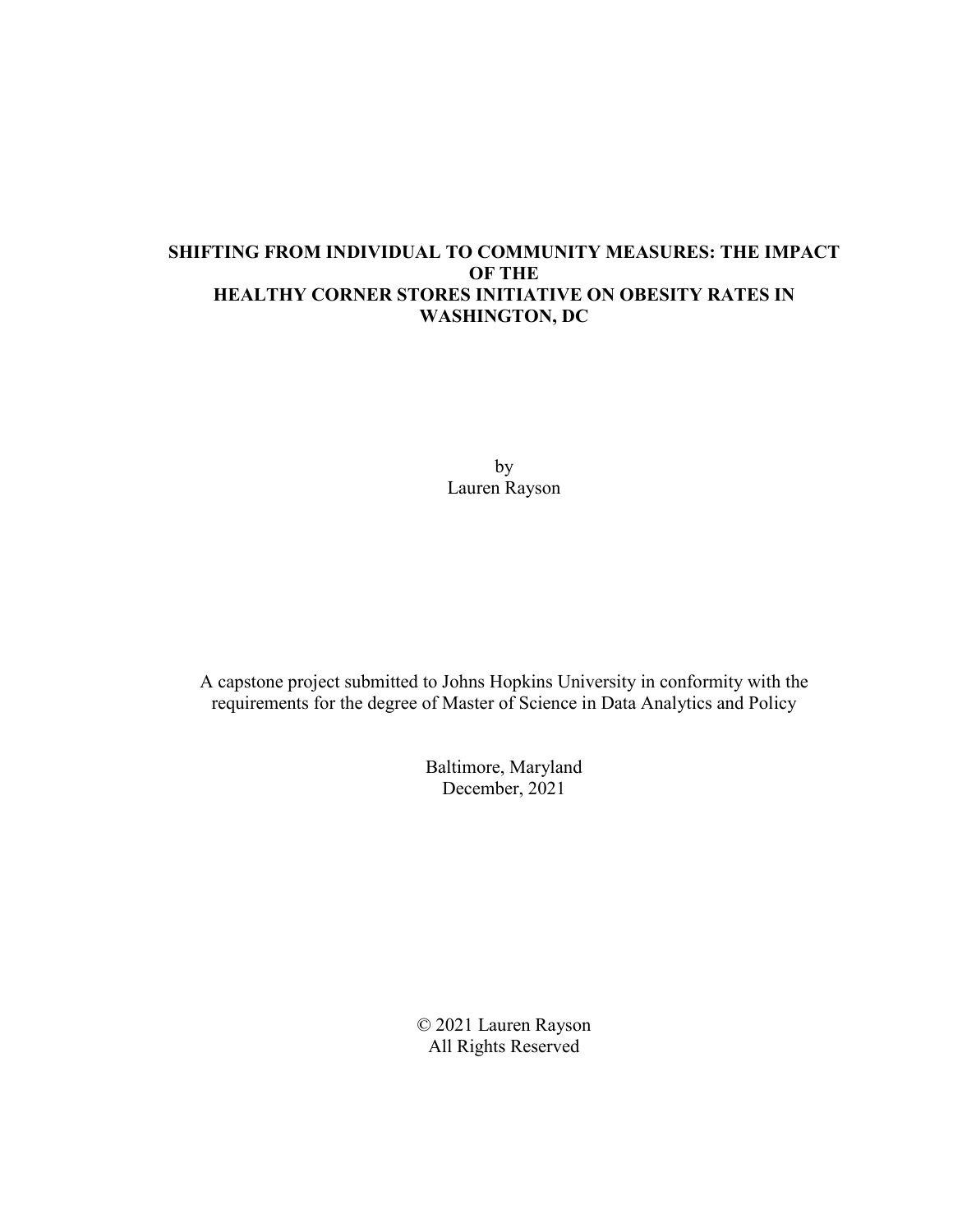# SHIFTING FROM INDIVIDUAL TO COMMUNITY MEASURES: THE IMPACT OF THE HEALTHY CORNER STORES INITIATIVE ON OBESITY RATES IN WASHINGTON, DC

by
Lauren Rayson

A capstone project submitted to Johns Hopkins University in conformity with the requirements for the degree of Master of Science in Data Analytics and Policy

Baltimore, Maryland
December, 2021

© 2021 Lauren Rayson
All Rights Reserved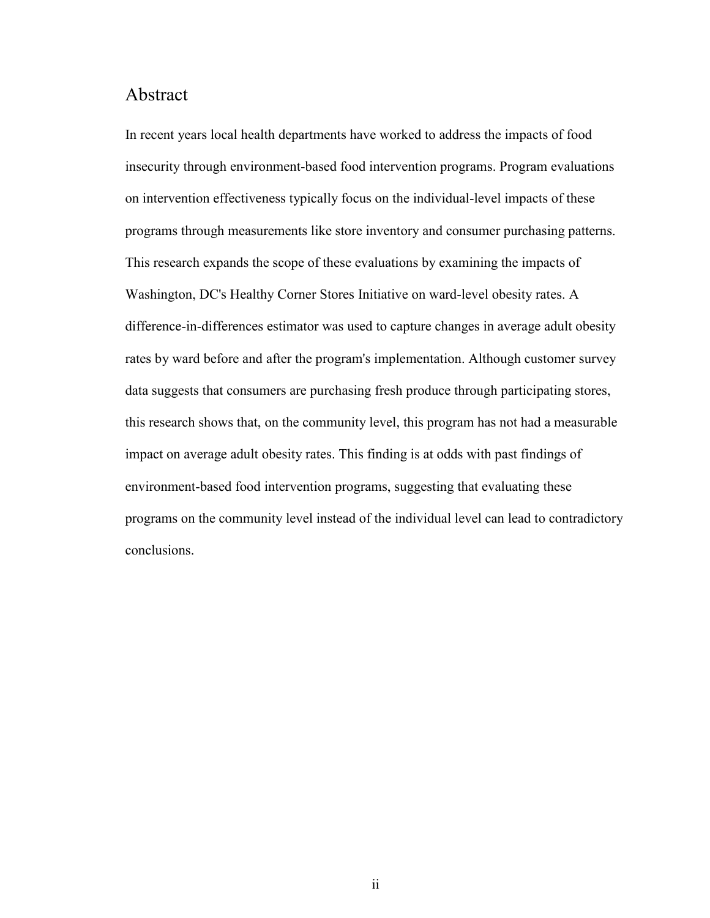## Abstract

In recent years local health departments have worked to address the impacts of food insecurity through environment-based food intervention programs. Program evaluations on intervention effectiveness typically focus on the individual-level impacts of these programs through measurements like store inventory and consumer purchasing patterns. This research expands the scope of these evaluations by examining the impacts of Washington, DC's Healthy Corner Stores Initiative on ward-level obesity rates. A difference-in-differences estimator was used to capture changes in average adult obesity rates by ward before and after the program's implementation. Although customer survey data suggests that consumers are purchasing fresh produce through participating stores, this research shows that, on the community level, this program has not had a measurable impact on average adult obesity rates. This finding is at odds with past findings of environment-based food intervention programs, suggesting that evaluating these programs on the community level instead of the individual level can lead to contradictory conclusions.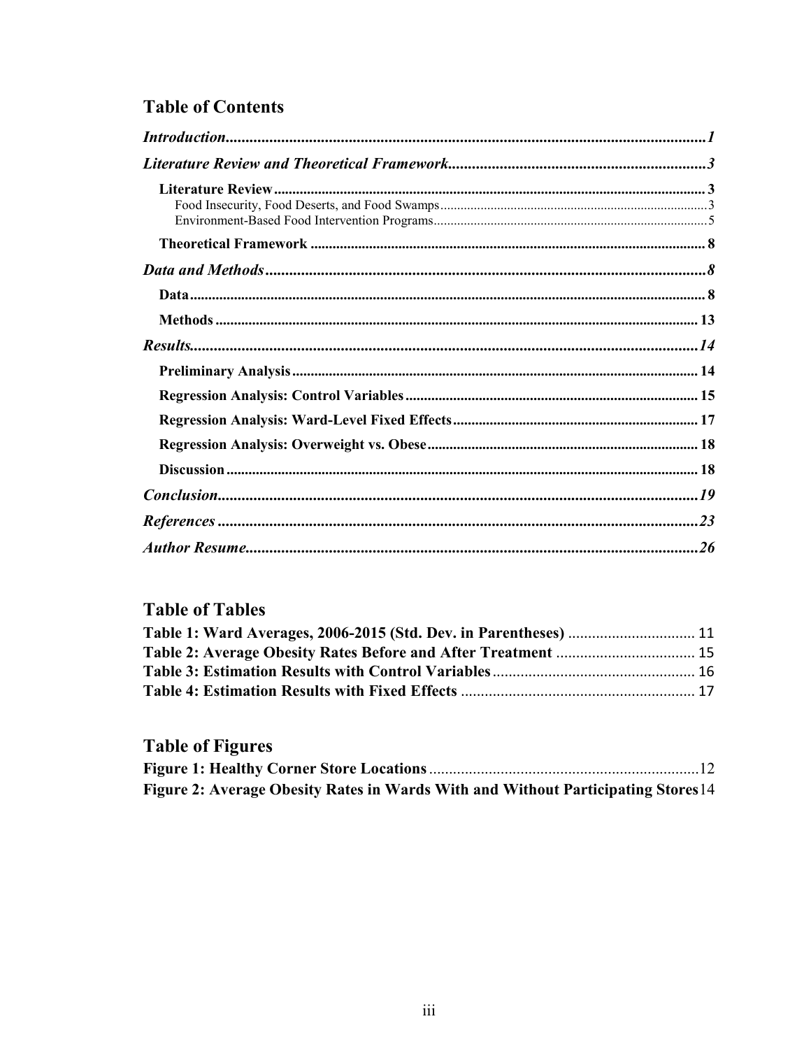## Table of Contents

*Introduction* ........................................................................................................ *1*

*Literature Review and Theoretical Framework* ............................................................ *3*

- **Literature Review** ........................................................................................ 3
  - Food Insecurity, Food Deserts, and Food Swamps ........................................... 3
  - Environment-Based Food Intervention Programs ............................................. 5
- **Theoretical Framework** ................................................................................. 8

*Data and Methods* ............................................................................................... *8*

- **Data** .............................................................................................................. 8
- **Methods** ....................................................................................................... 13

*Results* ................................................................................................................ *14*

- **Preliminary Analysis** .................................................................................... 14
- **Regression Analysis: Control Variables** ....................................................... 15
- **Regression Analysis: Ward-Level Fixed Effects** ........................................... 17
- **Regression Analysis: Overweight vs. Obese** ................................................. 18
- **Discussion** .................................................................................................... 18

*Conclusion* ........................................................................................................... *19*

*References* ........................................................................................................... *23*

*Author Resume* ..................................................................................................... *26*

## Table of Tables

**Table 1: Ward Averages, 2006-2015 (Std. Dev. in Parentheses)** ................................ 11
**Table 2: Average Obesity Rates Before and After Treatment** .................................... 15
**Table 3: Estimation Results with Control Variables** .................................................. 16
**Table 4: Estimation Results with Fixed Effects** ......................................................... 17

## Table of Figures

**Figure 1: Healthy Corner Store Locations** ..................................................................... 12
**Figure 2: Average Obesity Rates in Wards With and Without Participating Stores** 14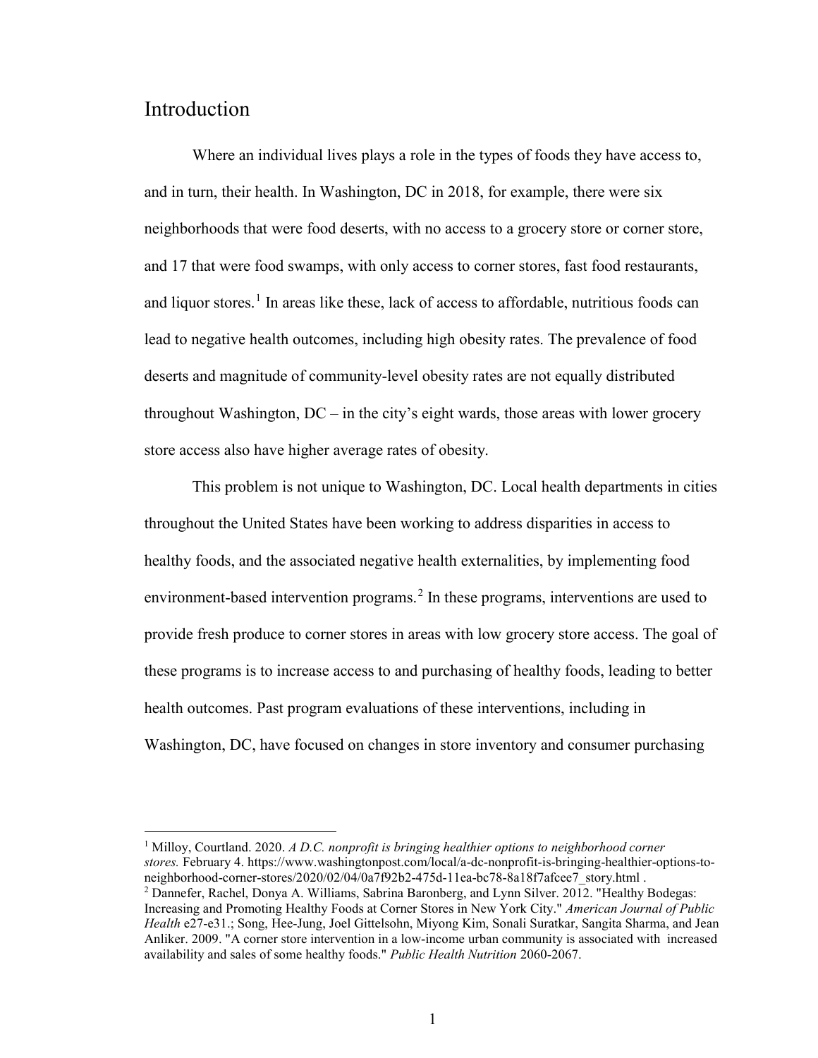# Introduction

Where an individual lives plays a role in the types of foods they have access to, and in turn, their health. In Washington, DC in 2018, for example, there were six neighborhoods that were food deserts, with no access to a grocery store or corner store, and 17 that were food swamps, with only access to corner stores, fast food restaurants, and liquor stores.[1] In areas like these, lack of access to affordable, nutritious foods can lead to negative health outcomes, including high obesity rates. The prevalence of food deserts and magnitude of community-level obesity rates are not equally distributed throughout Washington, DC – in the city's eight wards, those areas with lower grocery store access also have higher average rates of obesity.

This problem is not unique to Washington, DC. Local health departments in cities throughout the United States have been working to address disparities in access to healthy foods, and the associated negative health externalities, by implementing food environment-based intervention programs.[2] In these programs, interventions are used to provide fresh produce to corner stores in areas with low grocery store access. The goal of these programs is to increase access to and purchasing of healthy foods, leading to better health outcomes. Past program evaluations of these interventions, including in Washington, DC, have focused on changes in store inventory and consumer purchasing

[1] Milloy, Courtland. 2020. *A D.C. nonprofit is bringing healthier options to neighborhood corner stores.* February 4. https://www.washingtonpost.com/local/a-dc-nonprofit-is-bringing-healthier-options-to-neighborhood-corner-stores/2020/02/04/0a7f92b2-475d-11ea-bc78-8a18f7afcee7_story.html .

[2] Dannefer, Rachel, Donya A. Williams, Sabrina Baronberg, and Lynn Silver. 2012. "Healthy Bodegas: Increasing and Promoting Healthy Foods at Corner Stores in New York City." *American Journal of Public Health* e27-e31.; Song, Hee-Jung, Joel Gittelsohn, Miyong Kim, Sonali Suratkar, Sangita Sharma, and Jean Anliker. 2009. "A corner store intervention in a low-income urban community is associated with increased availability and sales of some healthy foods." *Public Health Nutrition* 2060-2067.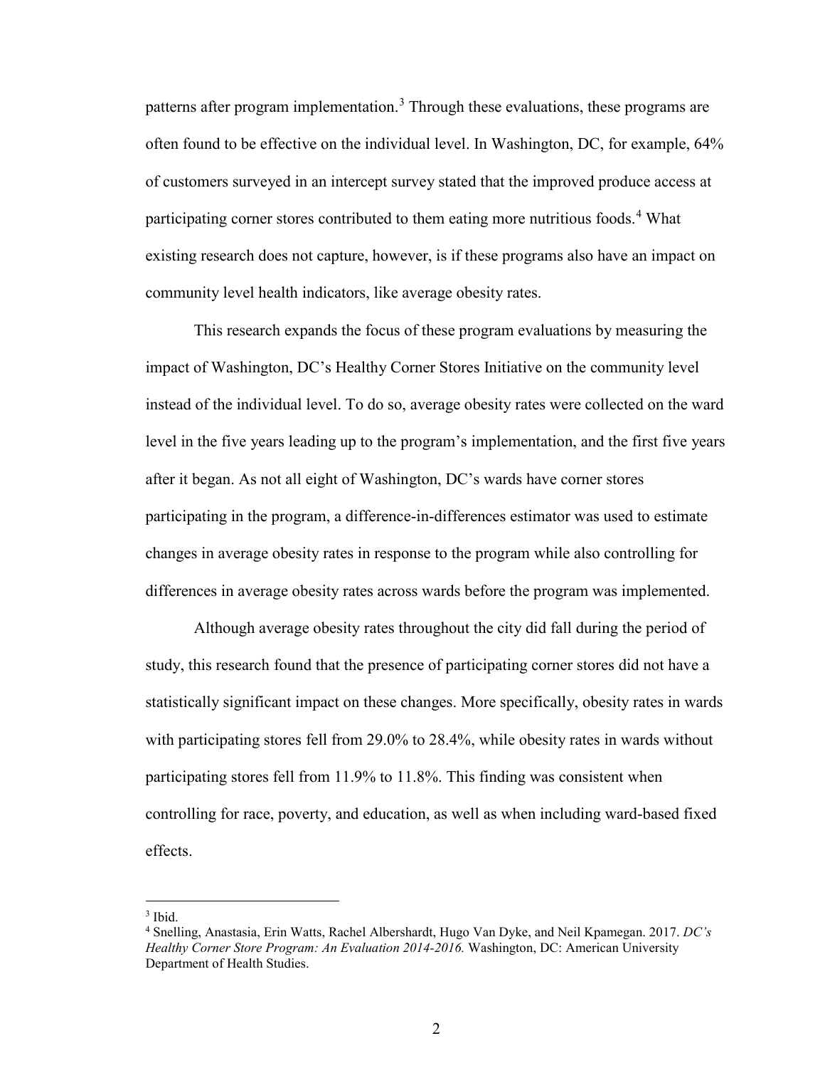patterns after program implementation.[3] Through these evaluations, these programs are often found to be effective on the individual level. In Washington, DC, for example, 64% of customers surveyed in an intercept survey stated that the improved produce access at participating corner stores contributed to them eating more nutritious foods.[4] What existing research does not capture, however, is if these programs also have an impact on community level health indicators, like average obesity rates.

This research expands the focus of these program evaluations by measuring the impact of Washington, DC's Healthy Corner Stores Initiative on the community level instead of the individual level. To do so, average obesity rates were collected on the ward level in the five years leading up to the program's implementation, and the first five years after it began. As not all eight of Washington, DC's wards have corner stores participating in the program, a difference-in-differences estimator was used to estimate changes in average obesity rates in response to the program while also controlling for differences in average obesity rates across wards before the program was implemented.

Although average obesity rates throughout the city did fall during the period of study, this research found that the presence of participating corner stores did not have a statistically significant impact on these changes. More specifically, obesity rates in wards with participating stores fell from 29.0% to 28.4%, while obesity rates in wards without participating stores fell from 11.9% to 11.8%. This finding was consistent when controlling for race, poverty, and education, as well as when including ward-based fixed effects.

---

[3] Ibid.

[4] Snelling, Anastasia, Erin Watts, Rachel Albershardt, Hugo Van Dyke, and Neil Kpamegan. 2017. *DC's Healthy Corner Store Program: An Evaluation 2014-2016.* Washington, DC: American University Department of Health Studies.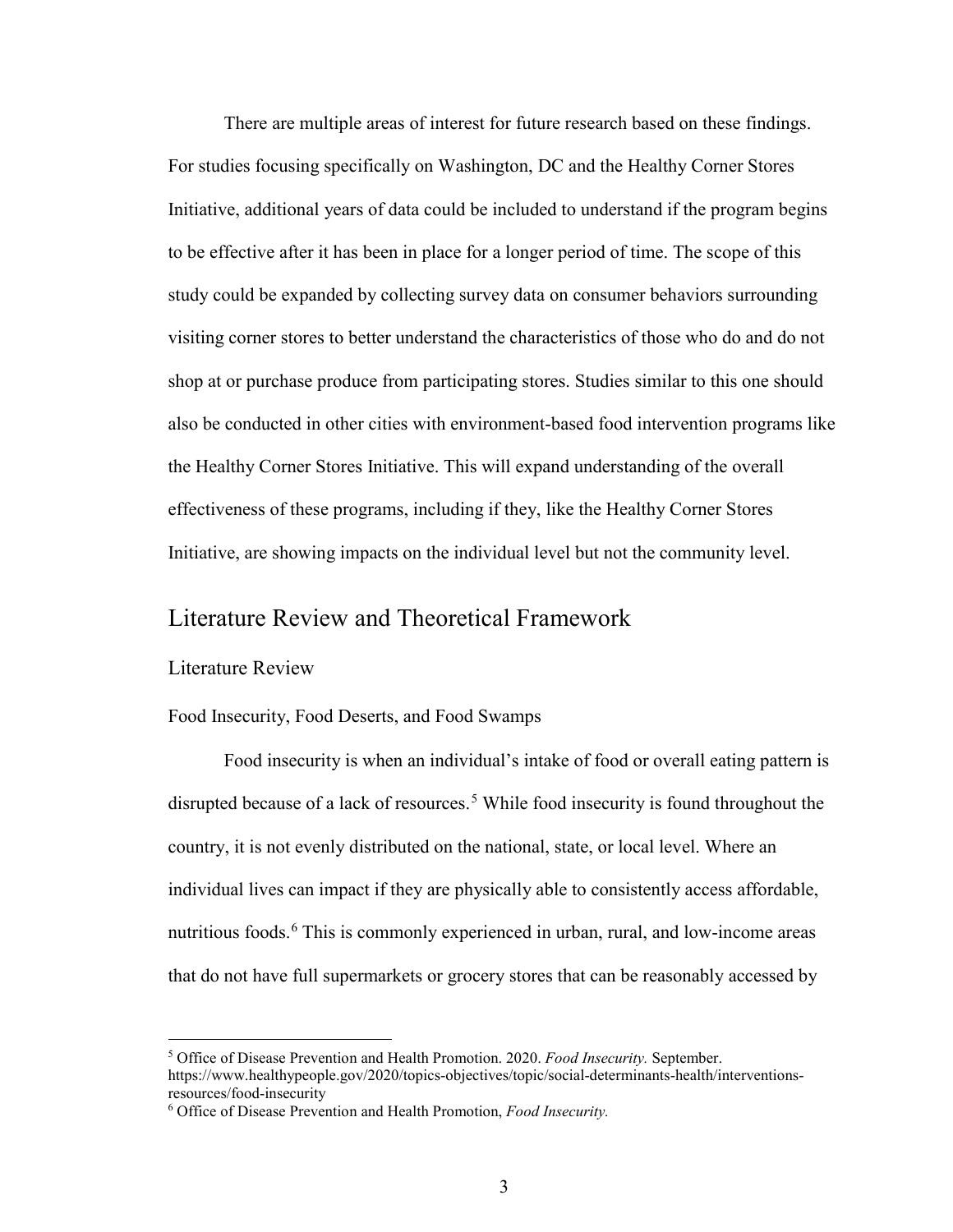There are multiple areas of interest for future research based on these findings. For studies focusing specifically on Washington, DC and the Healthy Corner Stores Initiative, additional years of data could be included to understand if the program begins to be effective after it has been in place for a longer period of time. The scope of this study could be expanded by collecting survey data on consumer behaviors surrounding visiting corner stores to better understand the characteristics of those who do and do not shop at or purchase produce from participating stores. Studies similar to this one should also be conducted in other cities with environment-based food intervention programs like the Healthy Corner Stores Initiative. This will expand understanding of the overall effectiveness of these programs, including if they, like the Healthy Corner Stores Initiative, are showing impacts on the individual level but not the community level.

# Literature Review and Theoretical Framework

## Literature Review

### Food Insecurity, Food Deserts, and Food Swamps

Food insecurity is when an individual's intake of food or overall eating pattern is disrupted because of a lack of resources.[5] While food insecurity is found throughout the country, it is not evenly distributed on the national, state, or local level. Where an individual lives can impact if they are physically able to consistently access affordable, nutritious foods.[6] This is commonly experienced in urban, rural, and low-income areas that do not have full supermarkets or grocery stores that can be reasonably accessed by

---

[5] Office of Disease Prevention and Health Promotion. 2020. *Food Insecurity.* September. https://www.healthypeople.gov/2020/topics-objectives/topic/social-determinants-health/interventions-resources/food-insecurity

[6] Office of Disease Prevention and Health Promotion, *Food Insecurity.*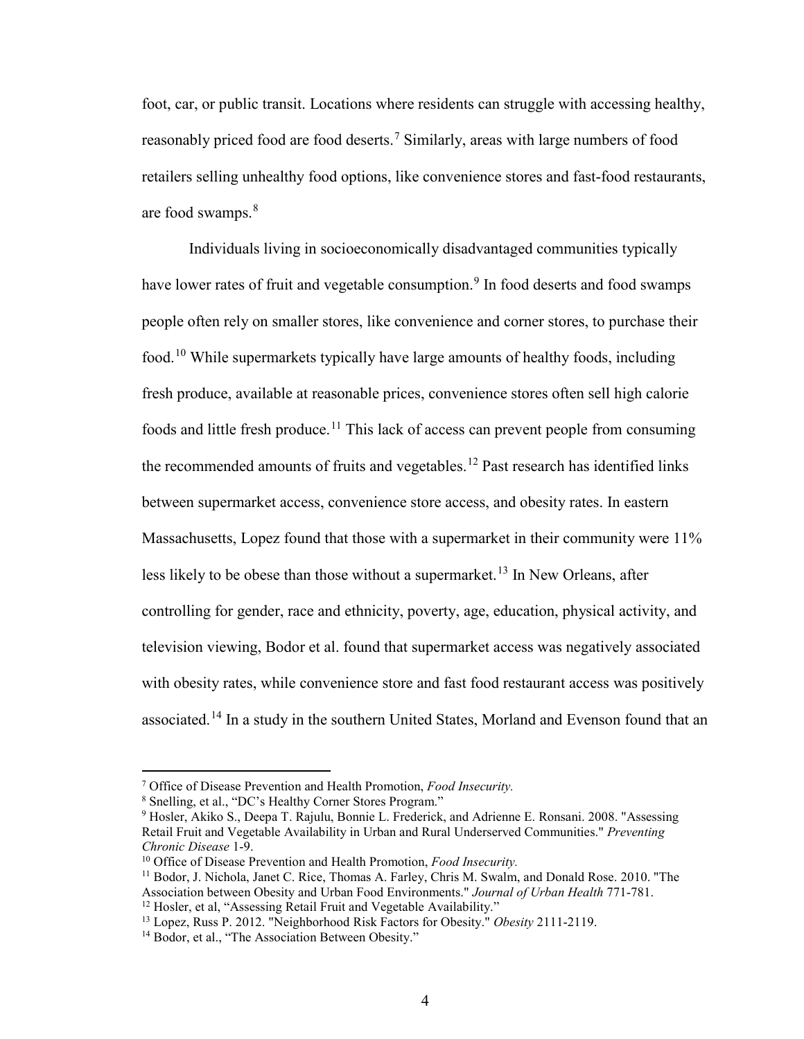foot, car, or public transit. Locations where residents can struggle with accessing healthy, reasonably priced food are food deserts.[7] Similarly, areas with large numbers of food retailers selling unhealthy food options, like convenience stores and fast-food restaurants, are food swamps.[8]

Individuals living in socioeconomically disadvantaged communities typically have lower rates of fruit and vegetable consumption.[9] In food deserts and food swamps people often rely on smaller stores, like convenience and corner stores, to purchase their food.[10] While supermarkets typically have large amounts of healthy foods, including fresh produce, available at reasonable prices, convenience stores often sell high calorie foods and little fresh produce.[11] This lack of access can prevent people from consuming the recommended amounts of fruits and vegetables.[12] Past research has identified links between supermarket access, convenience store access, and obesity rates. In eastern Massachusetts, Lopez found that those with a supermarket in their community were 11% less likely to be obese than those without a supermarket.[13] In New Orleans, after controlling for gender, race and ethnicity, poverty, age, education, physical activity, and television viewing, Bodor et al. found that supermarket access was negatively associated with obesity rates, while convenience store and fast food restaurant access was positively associated.[14] In a study in the southern United States, Morland and Evenson found that an

---

[7] Office of Disease Prevention and Health Promotion, *Food Insecurity.*

[8] Snelling, et al., "DC's Healthy Corner Stores Program."

[9] Hosler, Akiko S., Deepa T. Rajulu, Bonnie L. Frederick, and Adrienne E. Ronsani. 2008. "Assessing Retail Fruit and Vegetable Availability in Urban and Rural Underserved Communities." *Preventing Chronic Disease* 1-9.

[10] Office of Disease Prevention and Health Promotion, *Food Insecurity.*

[11] Bodor, J. Nichola, Janet C. Rice, Thomas A. Farley, Chris M. Swalm, and Donald Rose. 2010. "The Association between Obesity and Urban Food Environments." *Journal of Urban Health* 771-781.

[12] Hosler, et al, "Assessing Retail Fruit and Vegetable Availability."

[13] Lopez, Russ P. 2012. "Neighborhood Risk Factors for Obesity." *Obesity* 2111-2119.

[14] Bodor, et al., "The Association Between Obesity."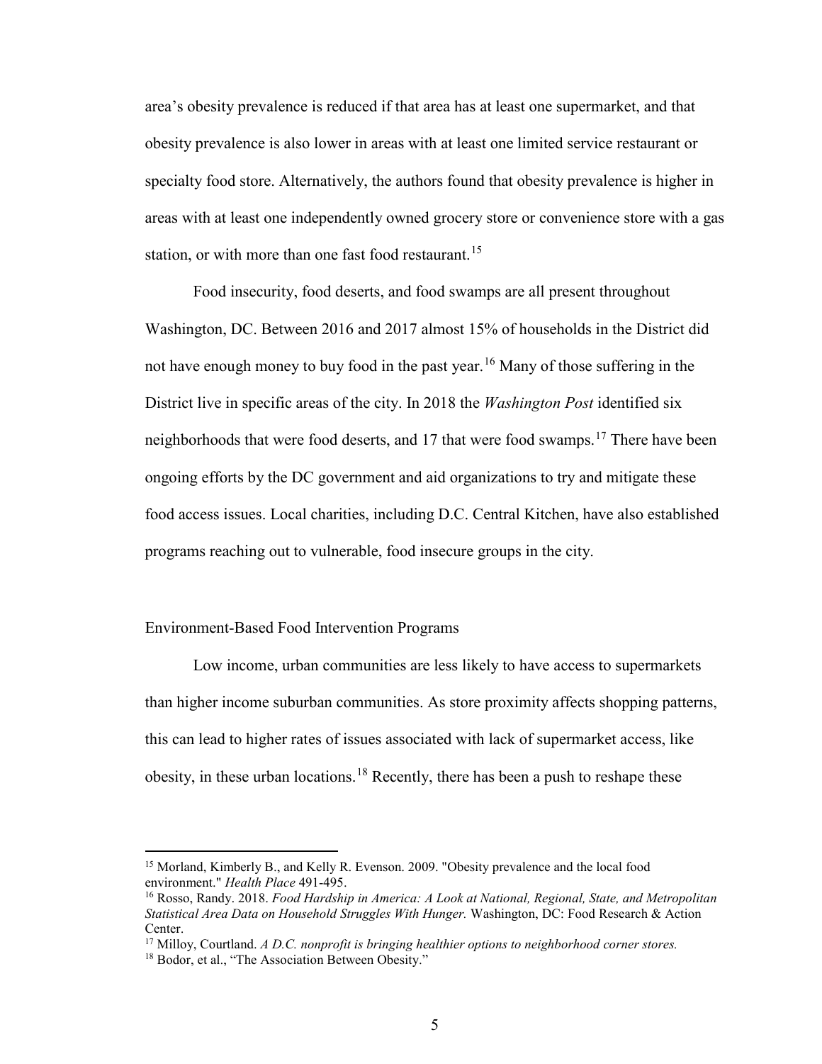area's obesity prevalence is reduced if that area has at least one supermarket, and that obesity prevalence is also lower in areas with at least one limited service restaurant or specialty food store. Alternatively, the authors found that obesity prevalence is higher in areas with at least one independently owned grocery store or convenience store with a gas station, or with more than one fast food restaurant.[15]

Food insecurity, food deserts, and food swamps are all present throughout Washington, DC. Between 2016 and 2017 almost 15% of households in the District did not have enough money to buy food in the past year.[16] Many of those suffering in the District live in specific areas of the city. In 2018 the *Washington Post* identified six neighborhoods that were food deserts, and 17 that were food swamps.[17] There have been ongoing efforts by the DC government and aid organizations to try and mitigate these food access issues. Local charities, including D.C. Central Kitchen, have also established programs reaching out to vulnerable, food insecure groups in the city.

## Environment-Based Food Intervention Programs

Low income, urban communities are less likely to have access to supermarkets than higher income suburban communities. As store proximity affects shopping patterns, this can lead to higher rates of issues associated with lack of supermarket access, like obesity, in these urban locations.[18] Recently, there has been a push to reshape these

---

[15] Morland, Kimberly B., and Kelly R. Evenson. 2009. "Obesity prevalence and the local food environment." *Health Place* 491-495.

[16] Rosso, Randy. 2018. *Food Hardship in America: A Look at National, Regional, State, and Metropolitan Statistical Area Data on Household Struggles With Hunger.* Washington, DC: Food Research & Action Center.

[17] Milloy, Courtland. *A D.C. nonprofit is bringing healthier options to neighborhood corner stores.*

[18] Bodor, et al., "The Association Between Obesity."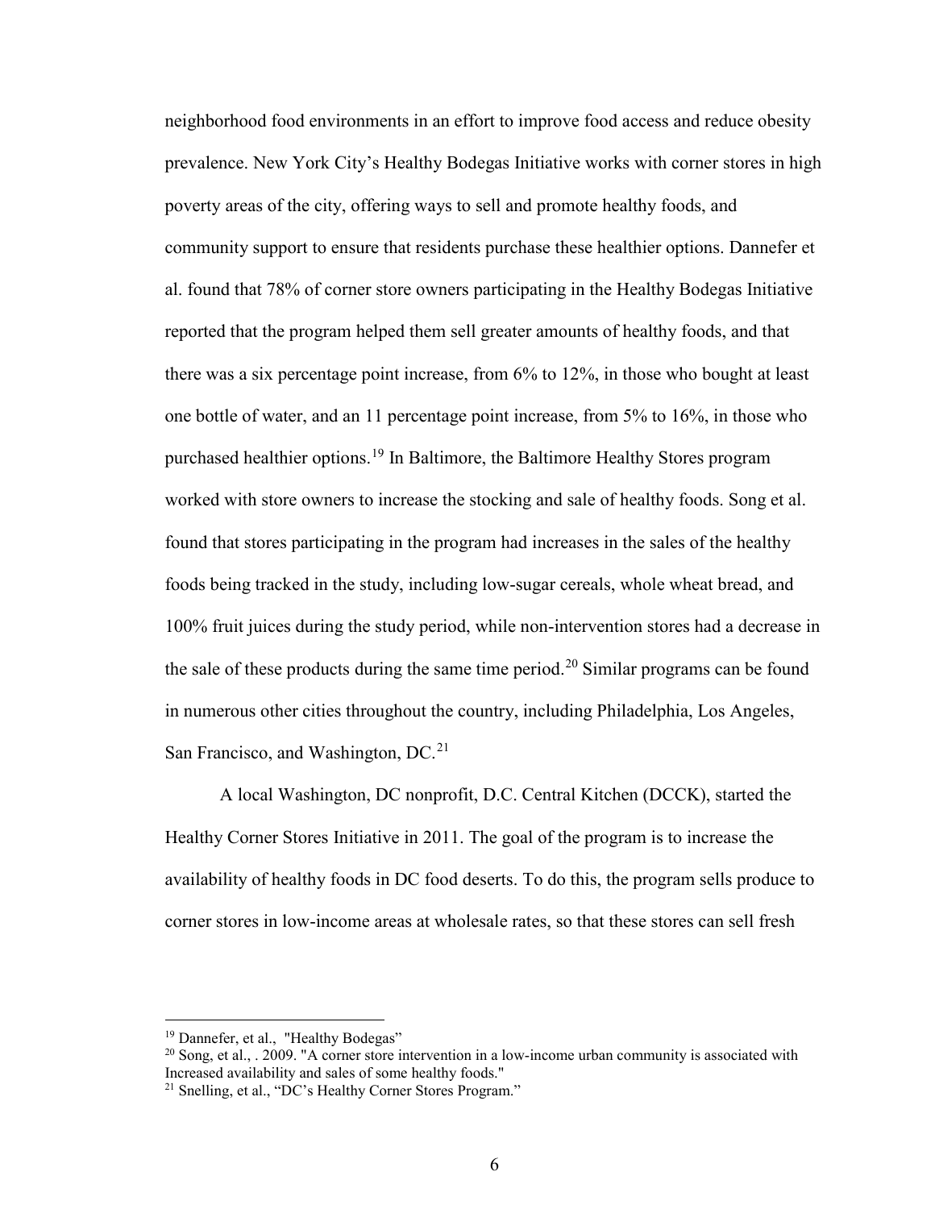neighborhood food environments in an effort to improve food access and reduce obesity prevalence. New York City's Healthy Bodegas Initiative works with corner stores in high poverty areas of the city, offering ways to sell and promote healthy foods, and community support to ensure that residents purchase these healthier options. Dannefer et al. found that 78% of corner store owners participating in the Healthy Bodegas Initiative reported that the program helped them sell greater amounts of healthy foods, and that there was a six percentage point increase, from 6% to 12%, in those who bought at least one bottle of water, and an 11 percentage point increase, from 5% to 16%, in those who purchased healthier options.[19] In Baltimore, the Baltimore Healthy Stores program worked with store owners to increase the stocking and sale of healthy foods. Song et al. found that stores participating in the program had increases in the sales of the healthy foods being tracked in the study, including low-sugar cereals, whole wheat bread, and 100% fruit juices during the study period, while non-intervention stores had a decrease in the sale of these products during the same time period.[20] Similar programs can be found in numerous other cities throughout the country, including Philadelphia, Los Angeles, San Francisco, and Washington, DC.[21]

A local Washington, DC nonprofit, D.C. Central Kitchen (DCCK), started the Healthy Corner Stores Initiative in 2011. The goal of the program is to increase the availability of healthy foods in DC food deserts. To do this, the program sells produce to corner stores in low-income areas at wholesale rates, so that these stores can sell fresh

---

[19] Dannefer, et al., "Healthy Bodegas"

[20] Song, et al., . 2009. "A corner store intervention in a low-income urban community is associated with Increased availability and sales of some healthy foods."

[21] Snelling, et al., "DC's Healthy Corner Stores Program."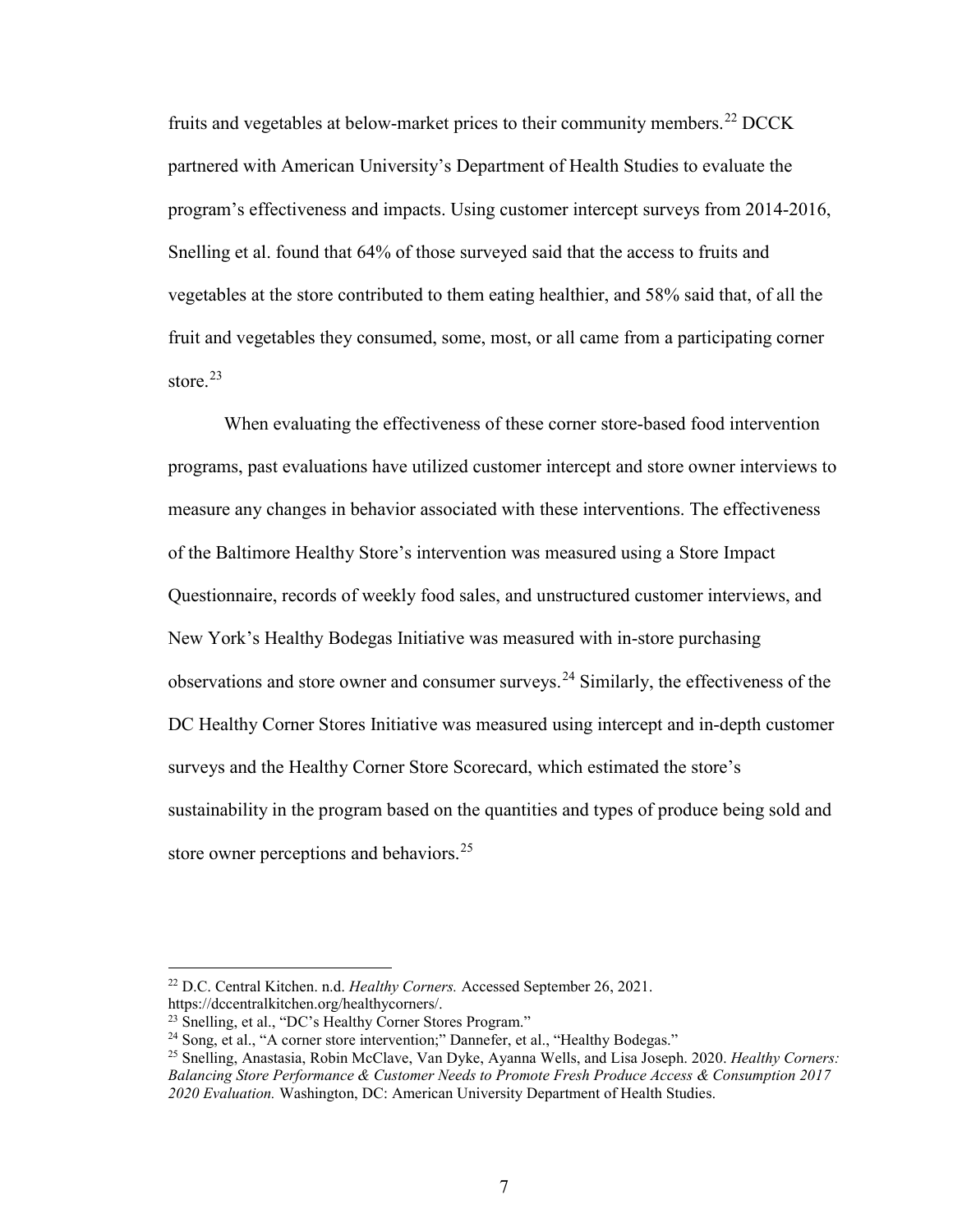fruits and vegetables at below-market prices to their community members.[22] DCCK partnered with American University's Department of Health Studies to evaluate the program's effectiveness and impacts. Using customer intercept surveys from 2014-2016, Snelling et al. found that 64% of those surveyed said that the access to fruits and vegetables at the store contributed to them eating healthier, and 58% said that, of all the fruit and vegetables they consumed, some, most, or all came from a participating corner store.[23]

When evaluating the effectiveness of these corner store-based food intervention programs, past evaluations have utilized customer intercept and store owner interviews to measure any changes in behavior associated with these interventions. The effectiveness of the Baltimore Healthy Store's intervention was measured using a Store Impact Questionnaire, records of weekly food sales, and unstructured customer interviews, and New York's Healthy Bodegas Initiative was measured with in-store purchasing observations and store owner and consumer surveys.[24] Similarly, the effectiveness of the DC Healthy Corner Stores Initiative was measured using intercept and in-depth customer surveys and the Healthy Corner Store Scorecard, which estimated the store's sustainability in the program based on the quantities and types of produce being sold and store owner perceptions and behaviors.[25]

---

[22] D.C. Central Kitchen. n.d. *Healthy Corners.* Accessed September 26, 2021. https://dccentralkitchen.org/healthycorners/.

[23] Snelling, et al., "DC's Healthy Corner Stores Program."

[24] Song, et al., "A corner store intervention;" Dannefer, et al., "Healthy Bodegas."

[25] Snelling, Anastasia, Robin McClave, Van Dyke, Ayanna Wells, and Lisa Joseph. 2020. *Healthy Corners: Balancing Store Performance & Customer Needs to Promote Fresh Produce Access & Consumption 2017 2020 Evaluation.* Washington, DC: American University Department of Health Studies.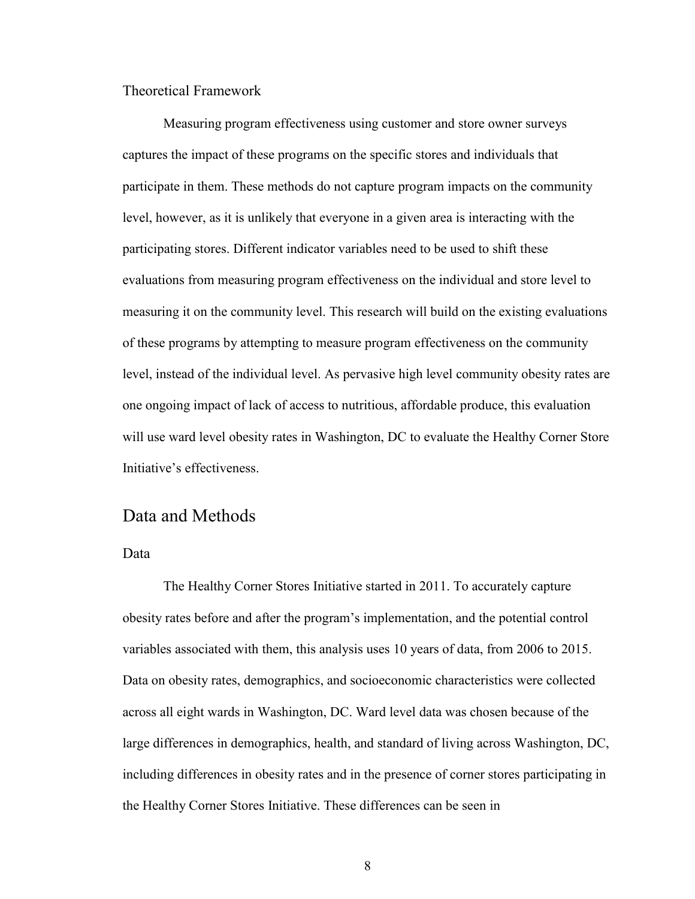### Theoretical Framework

Measuring program effectiveness using customer and store owner surveys captures the impact of these programs on the specific stores and individuals that participate in them. These methods do not capture program impacts on the community level, however, as it is unlikely that everyone in a given area is interacting with the participating stores. Different indicator variables need to be used to shift these evaluations from measuring program effectiveness on the individual and store level to measuring it on the community level. This research will build on the existing evaluations of these programs by attempting to measure program effectiveness on the community level, instead of the individual level. As pervasive high level community obesity rates are one ongoing impact of lack of access to nutritious, affordable produce, this evaluation will use ward level obesity rates in Washington, DC to evaluate the Healthy Corner Store Initiative's effectiveness.

## Data and Methods

### Data

The Healthy Corner Stores Initiative started in 2011. To accurately capture obesity rates before and after the program's implementation, and the potential control variables associated with them, this analysis uses 10 years of data, from 2006 to 2015. Data on obesity rates, demographics, and socioeconomic characteristics were collected across all eight wards in Washington, DC. Ward level data was chosen because of the large differences in demographics, health, and standard of living across Washington, DC, including differences in obesity rates and in the presence of corner stores participating in the Healthy Corner Stores Initiative. These differences can be seen in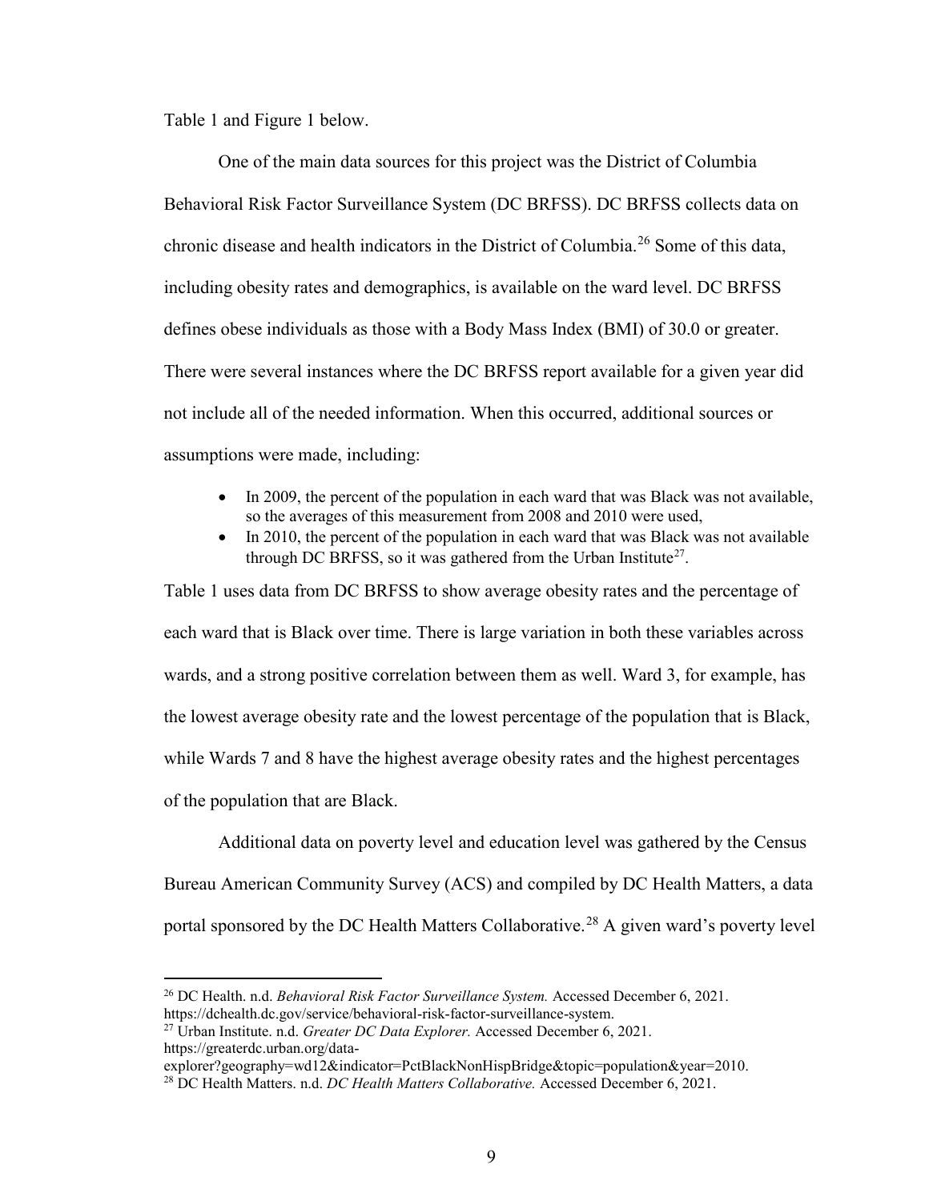Table 1 and Figure 1 below.

One of the main data sources for this project was the District of Columbia Behavioral Risk Factor Surveillance System (DC BRFSS). DC BRFSS collects data on chronic disease and health indicators in the District of Columbia.[26] Some of this data, including obesity rates and demographics, is available on the ward level. DC BRFSS defines obese individuals as those with a Body Mass Index (BMI) of 30.0 or greater. There were several instances where the DC BRFSS report available for a given year did not include all of the needed information. When this occurred, additional sources or assumptions were made, including:

- In 2009, the percent of the population in each ward that was Black was not available, so the averages of this measurement from 2008 and 2010 were used,
- In 2010, the percent of the population in each ward that was Black was not available through DC BRFSS, so it was gathered from the Urban Institute[27].

Table 1 uses data from DC BRFSS to show average obesity rates and the percentage of each ward that is Black over time. There is large variation in both these variables across wards, and a strong positive correlation between them as well. Ward 3, for example, has the lowest average obesity rate and the lowest percentage of the population that is Black, while Wards 7 and 8 have the highest average obesity rates and the highest percentages of the population that are Black.

Additional data on poverty level and education level was gathered by the Census Bureau American Community Survey (ACS) and compiled by DC Health Matters, a data portal sponsored by the DC Health Matters Collaborative.[28] A given ward's poverty level

---

[26] DC Health. n.d. *Behavioral Risk Factor Surveillance System.* Accessed December 6, 2021. https://dchealth.dc.gov/service/behavioral-risk-factor-surveillance-system.

[27] Urban Institute. n.d. *Greater DC Data Explorer.* Accessed December 6, 2021. https://greaterdc.urban.org/data-explorer?geography=wd12&indicator=PctBlackNonHispBridge&topic=population&year=2010.

[28] DC Health Matters. n.d. *DC Health Matters Collaborative.* Accessed December 6, 2021.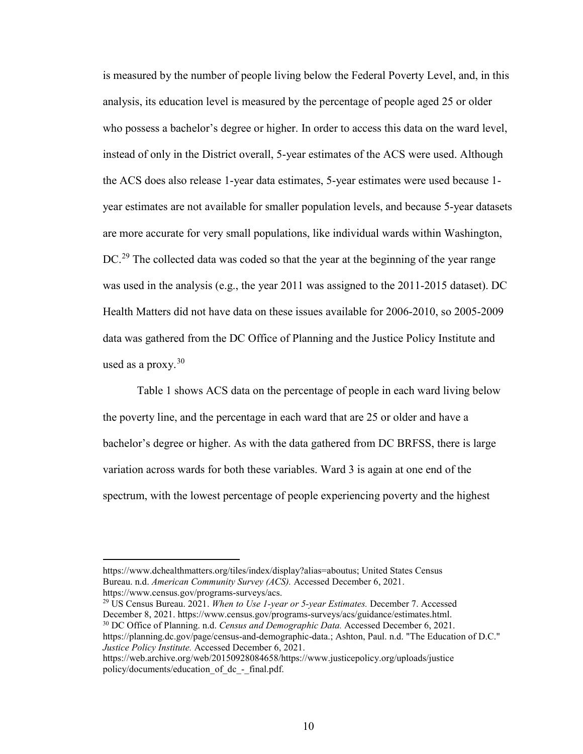is measured by the number of people living below the Federal Poverty Level, and, in this analysis, its education level is measured by the percentage of people aged 25 or older who possess a bachelor's degree or higher. In order to access this data on the ward level, instead of only in the District overall, 5-year estimates of the ACS were used. Although the ACS does also release 1-year data estimates, 5-year estimates were used because 1-year estimates are not available for smaller population levels, and because 5-year datasets are more accurate for very small populations, like individual wards within Washington, DC.[29] The collected data was coded so that the year at the beginning of the year range was used in the analysis (e.g., the year 2011 was assigned to the 2011-2015 dataset). DC Health Matters did not have data on these issues available for 2006-2010, so 2005-2009 data was gathered from the DC Office of Planning and the Justice Policy Institute and used as a proxy.[30]

Table 1 shows ACS data on the percentage of people in each ward living below the poverty line, and the percentage in each ward that are 25 or older and have a bachelor's degree or higher. As with the data gathered from DC BRFSS, there is large variation across wards for both these variables. Ward 3 is again at one end of the spectrum, with the lowest percentage of people experiencing poverty and the highest

---

https://www.dchealthmatters.org/tiles/index/display?alias=aboutus; United States Census Bureau. n.d. *American Community Survey (ACS).* Accessed December 6, 2021. https://www.census.gov/programs-surveys/acs.

[29] US Census Bureau. 2021. *When to Use 1-year or 5-year Estimates.* December 7. Accessed December 8, 2021. https://www.census.gov/programs-surveys/acs/guidance/estimates.html.

[30] DC Office of Planning. n.d. *Census and Demographic Data.* Accessed December 6, 2021. https://planning.dc.gov/page/census-and-demographic-data.; Ashton, Paul. n.d. "The Education of D.C." *Justice Policy Institute.* Accessed December 6, 2021. https://web.archive.org/web/20150928084658/https://www.justicepolicy.org/uploads/justicepolicy/documents/education_of_dc_-_final.pdf.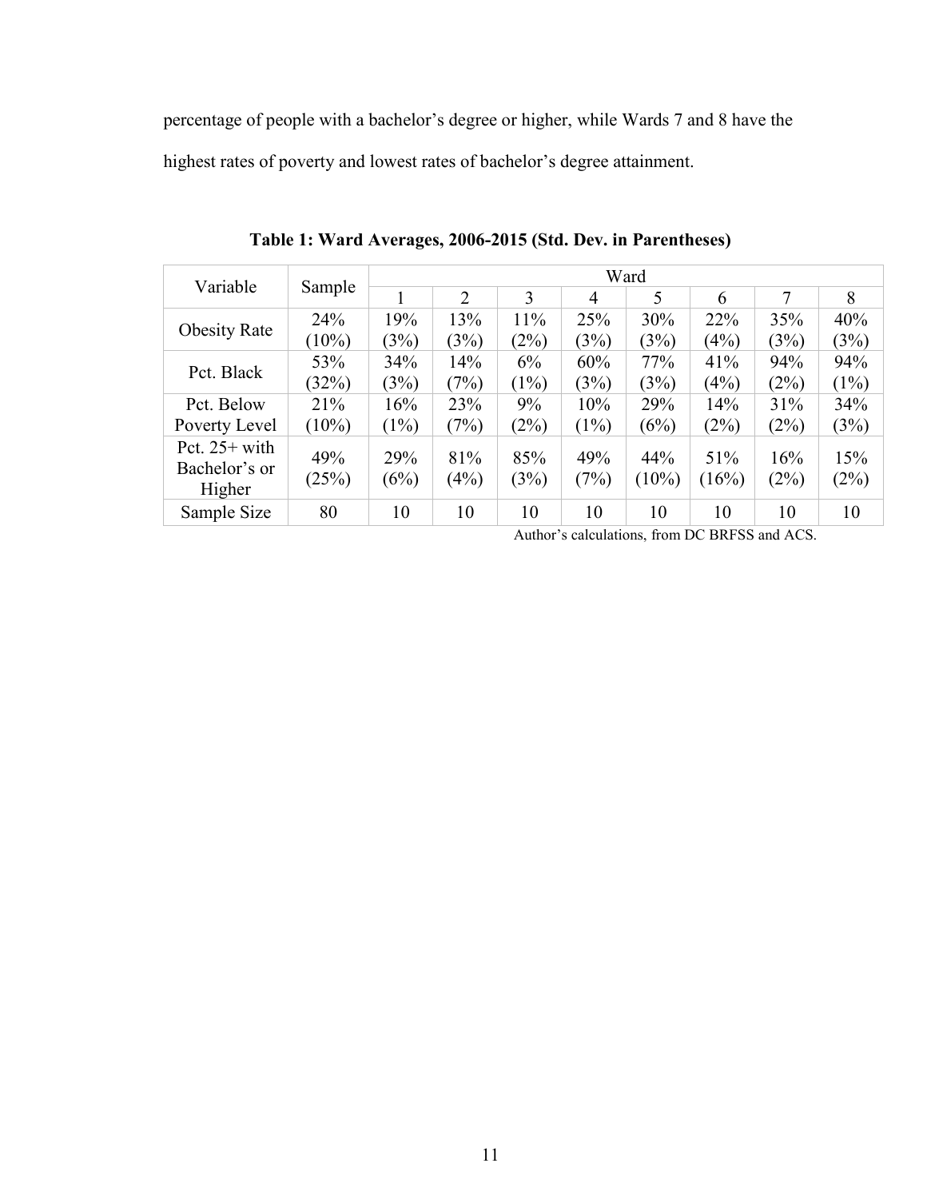percentage of people with a bachelor's degree or higher, while Wards 7 and 8 have the highest rates of poverty and lowest rates of bachelor's degree attainment.

**Table 1: Ward Averages, 2006-2015 (Std. Dev. in Parentheses)**

| Variable | Sample | Ward | | | | | | | |
|---|---|---|---|---|---|---|---|---|---|
| | | 1 | 2 | 3 | 4 | 5 | 6 | 7 | 8 |
| Obesity Rate | 24% (10%) | 19% (3%) | 13% (3%) | 11% (2%) | 25% (3%) | 30% (3%) | 22% (4%) | 35% (3%) | 40% (3%) |
| Pct. Black | 53% (32%) | 34% (3%) | 14% (7%) | 6% (1%) | 60% (3%) | 77% (3%) | 41% (4%) | 94% (2%) | 94% (1%) |
| Pct. Below Poverty Level | 21% (10%) | 16% (1%) | 23% (7%) | 9% (2%) | 10% (1%) | 29% (6%) | 14% (2%) | 31% (2%) | 34% (3%) |
| Pct. 25+ with Bachelor's or Higher | 49% (25%) | 29% (6%) | 81% (4%) | 85% (3%) | 49% (7%) | 44% (10%) | 51% (16%) | 16% (2%) | 15% (2%) |
| Sample Size | 80 | 10 | 10 | 10 | 10 | 10 | 10 | 10 | 10 |

Author's calculations, from DC BRFSS and ACS.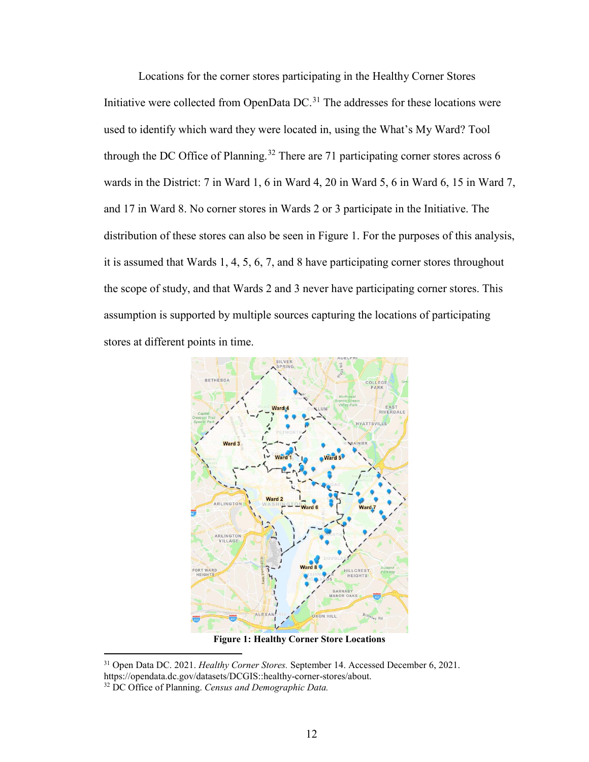Locations for the corner stores participating in the Healthy Corner Stores Initiative were collected from OpenData DC.[31] The addresses for these locations were used to identify which ward they were located in, using the What's My Ward? Tool through the DC Office of Planning.[32] There are 71 participating corner stores across 6 wards in the District: 7 in Ward 1, 6 in Ward 4, 20 in Ward 5, 6 in Ward 6, 15 in Ward 7, and 17 in Ward 8. No corner stores in Wards 2 or 3 participate in the Initiative. The distribution of these stores can also be seen in Figure 1. For the purposes of this analysis, it is assumed that Wards 1, 4, 5, 6, 7, and 8 have participating corner stores throughout the scope of study, and that Wards 2 and 3 never have participating corner stores. This assumption is supported by multiple sources capturing the locations of participating stores at different points in time.

**Figure 1: Healthy Corner Store Locations**

[31] Open Data DC. 2021. *Healthy Corner Stores.* September 14. Accessed December 6, 2021. https://opendata.dc.gov/datasets/DCGIS::healthy-corner-stores/about.

[32] DC Office of Planning. *Census and Demographic Data.*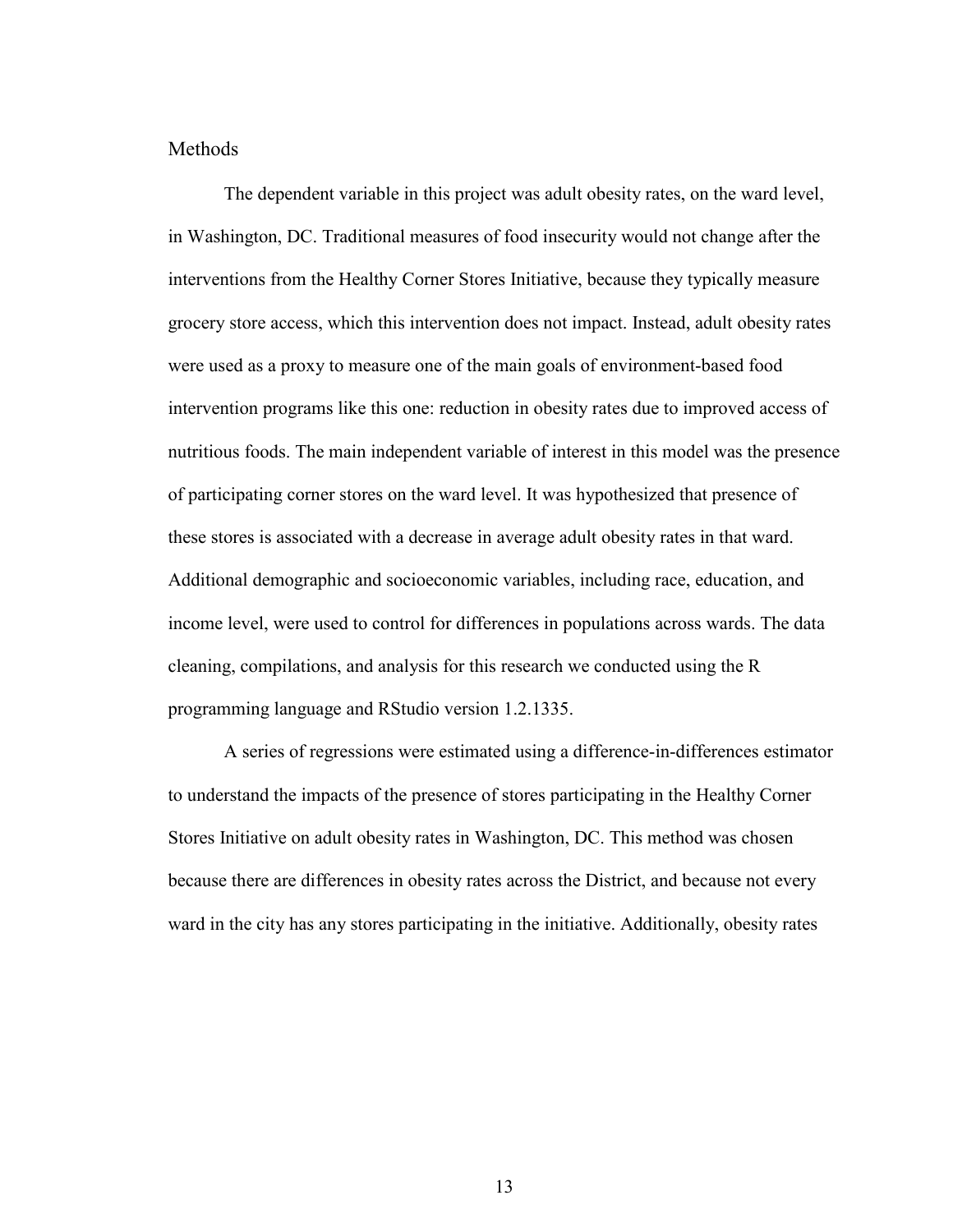## Methods

The dependent variable in this project was adult obesity rates, on the ward level, in Washington, DC. Traditional measures of food insecurity would not change after the interventions from the Healthy Corner Stores Initiative, because they typically measure grocery store access, which this intervention does not impact. Instead, adult obesity rates were used as a proxy to measure one of the main goals of environment-based food intervention programs like this one: reduction in obesity rates due to improved access of nutritious foods. The main independent variable of interest in this model was the presence of participating corner stores on the ward level. It was hypothesized that presence of these stores is associated with a decrease in average adult obesity rates in that ward. Additional demographic and socioeconomic variables, including race, education, and income level, were used to control for differences in populations across wards. The data cleaning, compilations, and analysis for this research we conducted using the R programming language and RStudio version 1.2.1335.

A series of regressions were estimated using a difference-in-differences estimator to understand the impacts of the presence of stores participating in the Healthy Corner Stores Initiative on adult obesity rates in Washington, DC. This method was chosen because there are differences in obesity rates across the District, and because not every ward in the city has any stores participating in the initiative. Additionally, obesity rates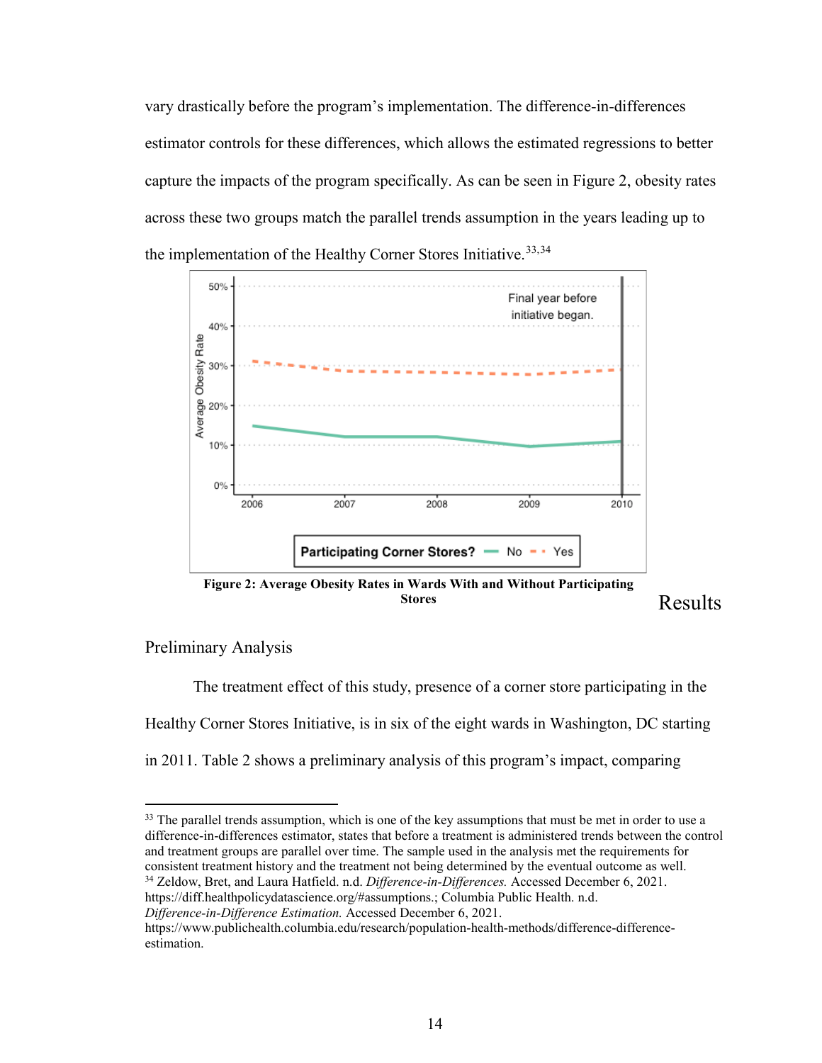vary drastically before the program's implementation. The difference-in-differences estimator controls for these differences, which allows the estimated regressions to better capture the impacts of the program specifically. As can be seen in Figure 2, obesity rates across these two groups match the parallel trends assumption in the years leading up to the implementation of the Healthy Corner Stores Initiative.[33,34]

**Figure 2: Average Obesity Rates in Wards With and Without Participating Stores**

# Results

## Preliminary Analysis

The treatment effect of this study, presence of a corner store participating in the Healthy Corner Stores Initiative, is in six of the eight wards in Washington, DC starting in 2011. Table 2 shows a preliminary analysis of this program's impact, comparing

---

[33] The parallel trends assumption, which is one of the key assumptions that must be met in order to use a difference-in-differences estimator, states that before a treatment is administered trends between the control and treatment groups are parallel over time. The sample used in the analysis met the requirements for consistent treatment history and the treatment not being determined by the eventual outcome as well.

[34] Zeldow, Bret, and Laura Hatfield. n.d. *Difference-in-Differences.* Accessed December 6, 2021. https://diff.healthpolicydatascience.org/#assumptions.; Columbia Public Health. n.d. *Difference-in-Difference Estimation.* Accessed December 6, 2021. https://www.publichealth.columbia.edu/research/population-health-methods/difference-difference-estimation.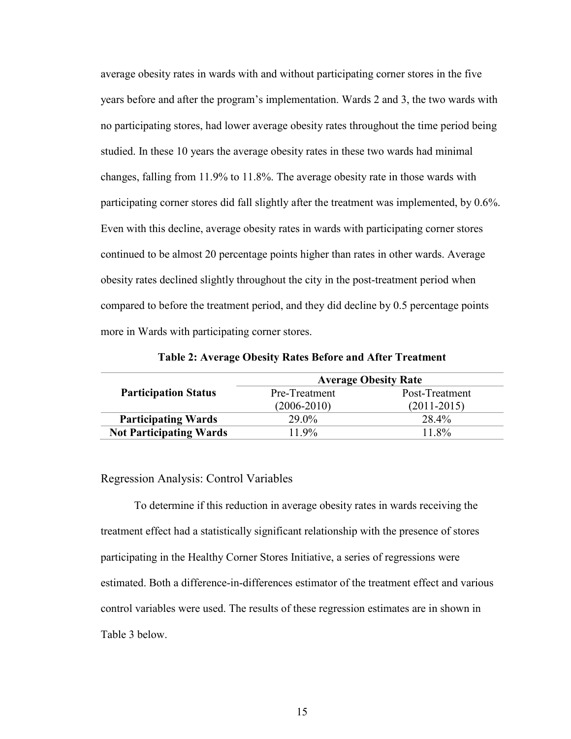average obesity rates in wards with and without participating corner stores in the five years before and after the program's implementation. Wards 2 and 3, the two wards with no participating stores, had lower average obesity rates throughout the time period being studied. In these 10 years the average obesity rates in these two wards had minimal changes, falling from 11.9% to 11.8%. The average obesity rate in those wards with participating corner stores did fall slightly after the treatment was implemented, by 0.6%. Even with this decline, average obesity rates in wards with participating corner stores continued to be almost 20 percentage points higher than rates in other wards. Average obesity rates declined slightly throughout the city in the post-treatment period when compared to before the treatment period, and they did decline by 0.5 percentage points more in Wards with participating corner stores.

**Table 2: Average Obesity Rates Before and After Treatment**

| **Participation Status** | **Average Obesity Rate** | |
|---|---|---|
| | Pre-Treatment (2006-2010) | Post-Treatment (2011-2015) |
| **Participating Wards** | 29.0% | 28.4% |
| **Not Participating Wards** | 11.9% | 11.8% |

## Regression Analysis: Control Variables

To determine if this reduction in average obesity rates in wards receiving the treatment effect had a statistically significant relationship with the presence of stores participating in the Healthy Corner Stores Initiative, a series of regressions were estimated. Both a difference-in-differences estimator of the treatment effect and various control variables were used. The results of these regression estimates are in shown in Table 3 below.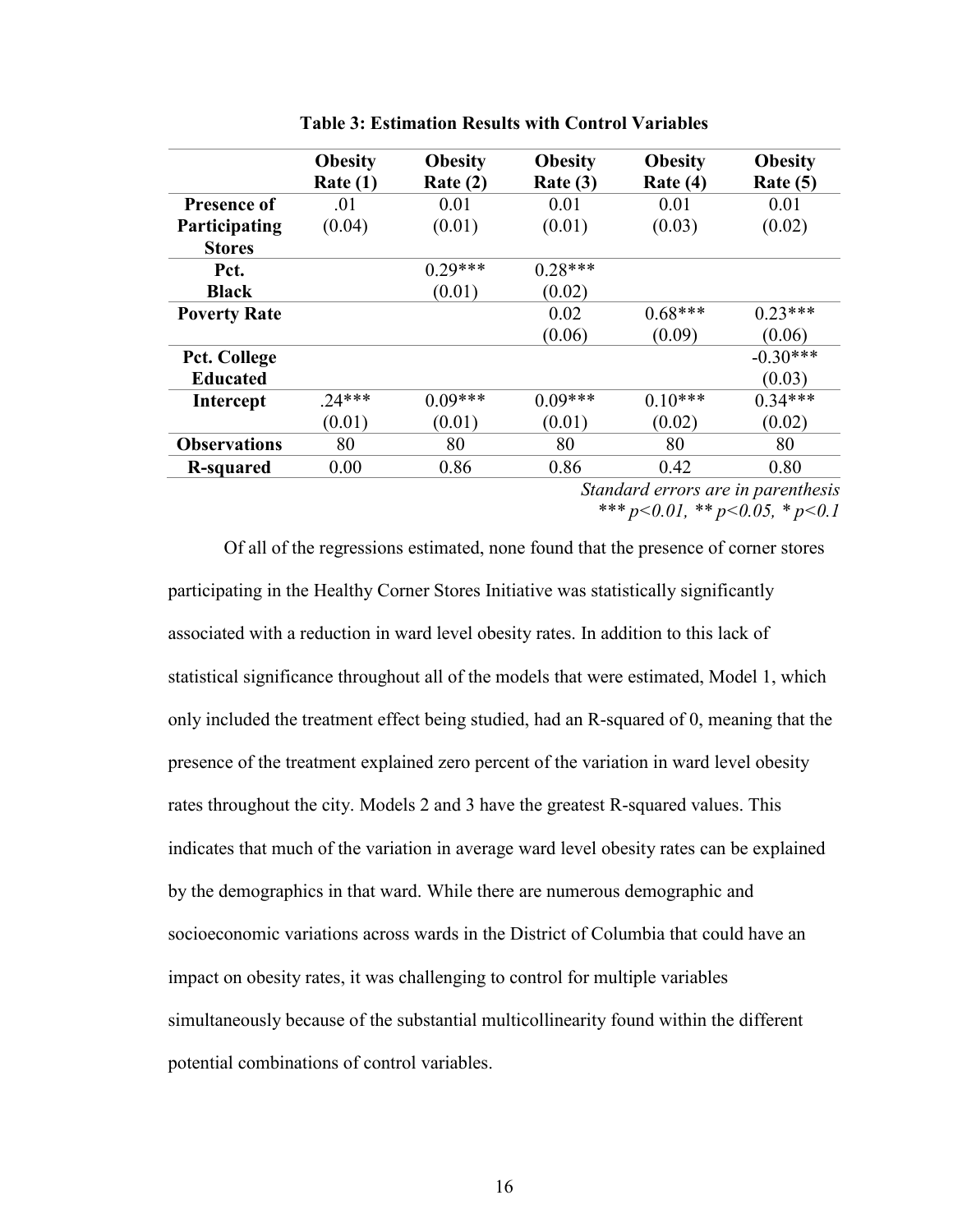**Table 3: Estimation Results with Control Variables**

| | Obesity Rate (1) | Obesity Rate (2) | Obesity Rate (3) | Obesity Rate (4) | Obesity Rate (5) |
|---|---|---|---|---|---|
| **Presence of Participating Stores** | .01<br>(0.04) | 0.01<br>(0.01) | 0.01<br>(0.01) | 0.01<br>(0.03) | 0.01<br>(0.02) |
| **Pct. Black** | | 0.29***<br>(0.01) | 0.28***<br>(0.02) | | |
| **Poverty Rate** | | | 0.02<br>(0.06) | 0.68***<br>(0.09) | 0.23***<br>(0.06) |
| **Pct. College Educated** | | | | | -0.30***<br>(0.03) |
| **Intercept** | .24***<br>(0.01) | 0.09***<br>(0.01) | 0.09***<br>(0.01) | 0.10***<br>(0.02) | 0.34***<br>(0.02) |
| **Observations** | 80 | 80 | 80 | 80 | 80 |
| **R-squared** | 0.00 | 0.86 | 0.86 | 0.42 | 0.80 |

*Standard errors are in parenthesis*
*\*\*\* $p<0.01$, \*\* $p<0.05$, \* $p<0.1$*

Of all of the regressions estimated, none found that the presence of corner stores participating in the Healthy Corner Stores Initiative was statistically significantly associated with a reduction in ward level obesity rates. In addition to this lack of statistical significance throughout all of the models that were estimated, Model 1, which only included the treatment effect being studied, had an R-squared of 0, meaning that the presence of the treatment explained zero percent of the variation in ward level obesity rates throughout the city. Models 2 and 3 have the greatest R-squared values. This indicates that much of the variation in average ward level obesity rates can be explained by the demographics in that ward. While there are numerous demographic and socioeconomic variations across wards in the District of Columbia that could have an impact on obesity rates, it was challenging to control for multiple variables simultaneously because of the substantial multicollinearity found within the different potential combinations of control variables.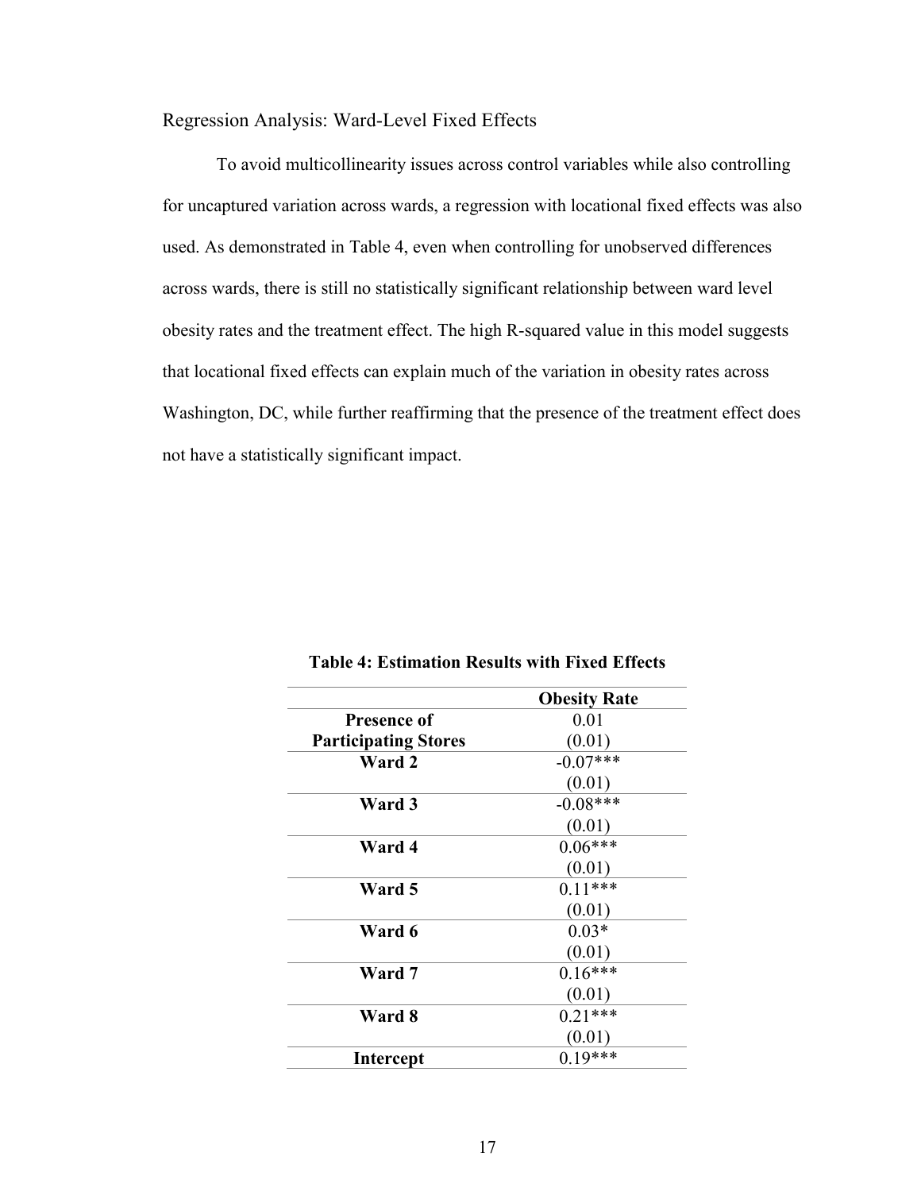## Regression Analysis: Ward-Level Fixed Effects

To avoid multicollinearity issues across control variables while also controlling for uncaptured variation across wards, a regression with locational fixed effects was also used. As demonstrated in Table 4, even when controlling for unobserved differences across wards, there is still no statistically significant relationship between ward level obesity rates and the treatment effect. The high R-squared value in this model suggests that locational fixed effects can explain much of the variation in obesity rates across Washington, DC, while further reaffirming that the presence of the treatment effect does not have a statistically significant impact.

**Table 4: Estimation Results with Fixed Effects**

| | **Obesity Rate** |
|---|---|
| **Presence of Participating Stores** | 0.01<br>(0.01) |
| **Ward 2** | -0.07***<br>(0.01) |
| **Ward 3** | -0.08***<br>(0.01) |
| **Ward 4** | 0.06***<br>(0.01) |
| **Ward 5** | 0.11***<br>(0.01) |
| **Ward 6** | 0.03*<br>(0.01) |
| **Ward 7** | 0.16***<br>(0.01) |
| **Ward 8** | 0.21***<br>(0.01) |
| **Intercept** | 0.19*** |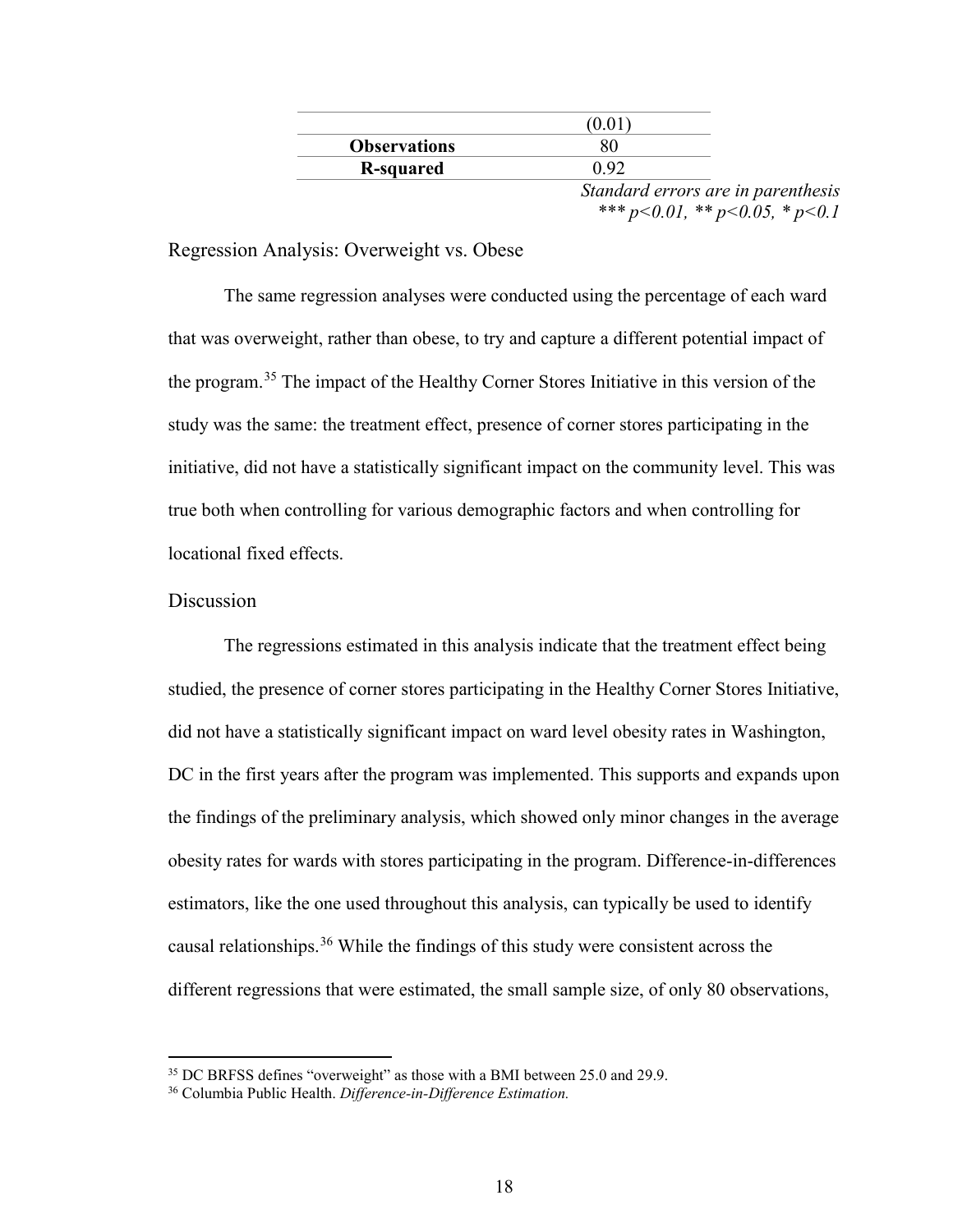| | |
|---|---|
| | (0.01) |
| **Observations** | 80 |
| **R-squared** | 0.92 |

*Standard errors are in parenthesis*
*\*\*\* p<0.01, \*\* p<0.05, \* p<0.1*

## Regression Analysis: Overweight vs. Obese

The same regression analyses were conducted using the percentage of each ward that was overweight, rather than obese, to try and capture a different potential impact of the program.[35] The impact of the Healthy Corner Stores Initiative in this version of the study was the same: the treatment effect, presence of corner stores participating in the initiative, did not have a statistically significant impact on the community level. This was true both when controlling for various demographic factors and when controlling for locational fixed effects.

## Discussion

The regressions estimated in this analysis indicate that the treatment effect being studied, the presence of corner stores participating in the Healthy Corner Stores Initiative, did not have a statistically significant impact on ward level obesity rates in Washington, DC in the first years after the program was implemented. This supports and expands upon the findings of the preliminary analysis, which showed only minor changes in the average obesity rates for wards with stores participating in the program. Difference-in-differences estimators, like the one used throughout this analysis, can typically be used to identify causal relationships.[36] While the findings of this study were consistent across the different regressions that were estimated, the small sample size, of only 80 observations,

---

[35] DC BRFSS defines "overweight" as those with a BMI between 25.0 and 29.9.

[36] Columbia Public Health. *Difference-in-Difference Estimation.*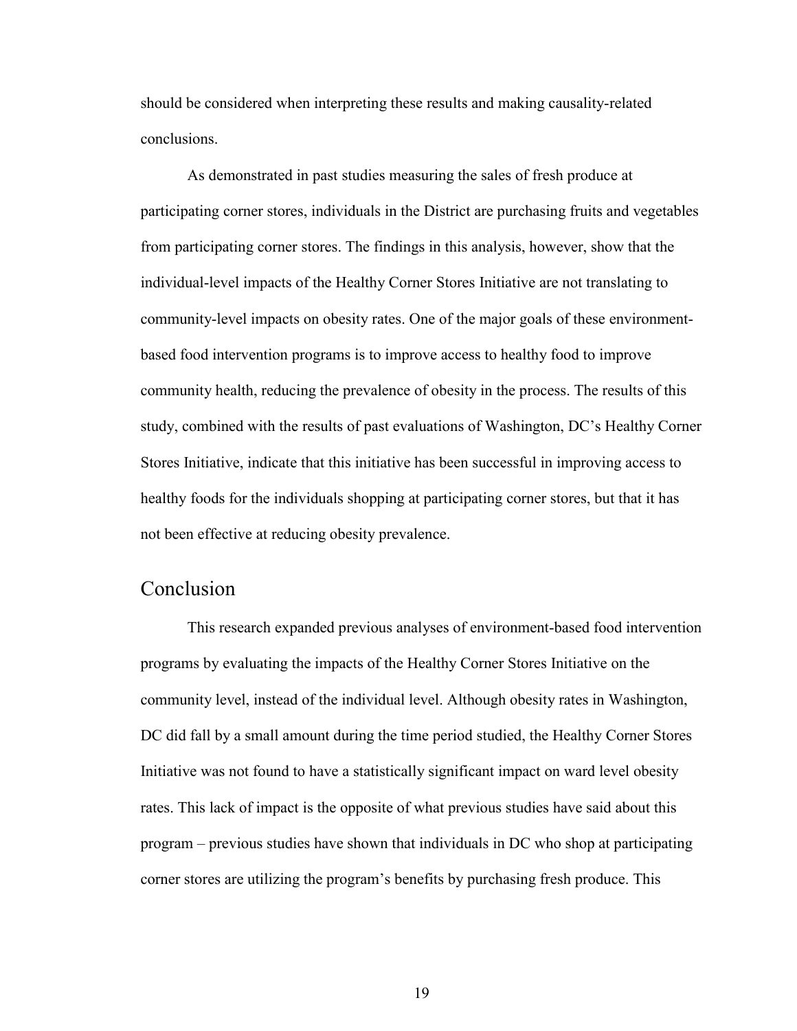should be considered when interpreting these results and making causality-related conclusions.

As demonstrated in past studies measuring the sales of fresh produce at participating corner stores, individuals in the District are purchasing fruits and vegetables from participating corner stores. The findings in this analysis, however, show that the individual-level impacts of the Healthy Corner Stores Initiative are not translating to community-level impacts on obesity rates. One of the major goals of these environment-based food intervention programs is to improve access to healthy food to improve community health, reducing the prevalence of obesity in the process. The results of this study, combined with the results of past evaluations of Washington, DC's Healthy Corner Stores Initiative, indicate that this initiative has been successful in improving access to healthy foods for the individuals shopping at participating corner stores, but that it has not been effective at reducing obesity prevalence.

## Conclusion

This research expanded previous analyses of environment-based food intervention programs by evaluating the impacts of the Healthy Corner Stores Initiative on the community level, instead of the individual level. Although obesity rates in Washington, DC did fall by a small amount during the time period studied, the Healthy Corner Stores Initiative was not found to have a statistically significant impact on ward level obesity rates. This lack of impact is the opposite of what previous studies have said about this program – previous studies have shown that individuals in DC who shop at participating corner stores are utilizing the program's benefits by purchasing fresh produce. This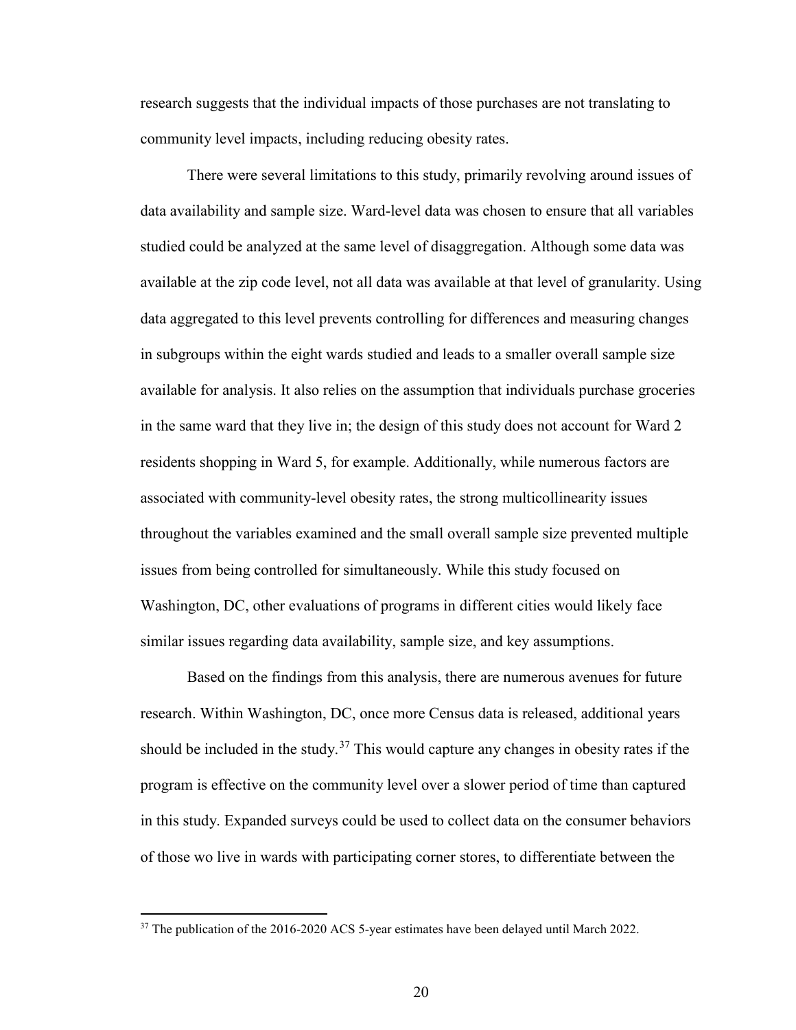research suggests that the individual impacts of those purchases are not translating to community level impacts, including reducing obesity rates.

There were several limitations to this study, primarily revolving around issues of data availability and sample size. Ward-level data was chosen to ensure that all variables studied could be analyzed at the same level of disaggregation. Although some data was available at the zip code level, not all data was available at that level of granularity. Using data aggregated to this level prevents controlling for differences and measuring changes in subgroups within the eight wards studied and leads to a smaller overall sample size available for analysis. It also relies on the assumption that individuals purchase groceries in the same ward that they live in; the design of this study does not account for Ward 2 residents shopping in Ward 5, for example. Additionally, while numerous factors are associated with community-level obesity rates, the strong multicollinearity issues throughout the variables examined and the small overall sample size prevented multiple issues from being controlled for simultaneously. While this study focused on Washington, DC, other evaluations of programs in different cities would likely face similar issues regarding data availability, sample size, and key assumptions.

Based on the findings from this analysis, there are numerous avenues for future research. Within Washington, DC, once more Census data is released, additional years should be included in the study.[37] This would capture any changes in obesity rates if the program is effective on the community level over a slower period of time than captured in this study. Expanded surveys could be used to collect data on the consumer behaviors of those wo live in wards with participating corner stores, to differentiate between the

---

[37] The publication of the 2016-2020 ACS 5-year estimates have been delayed until March 2022.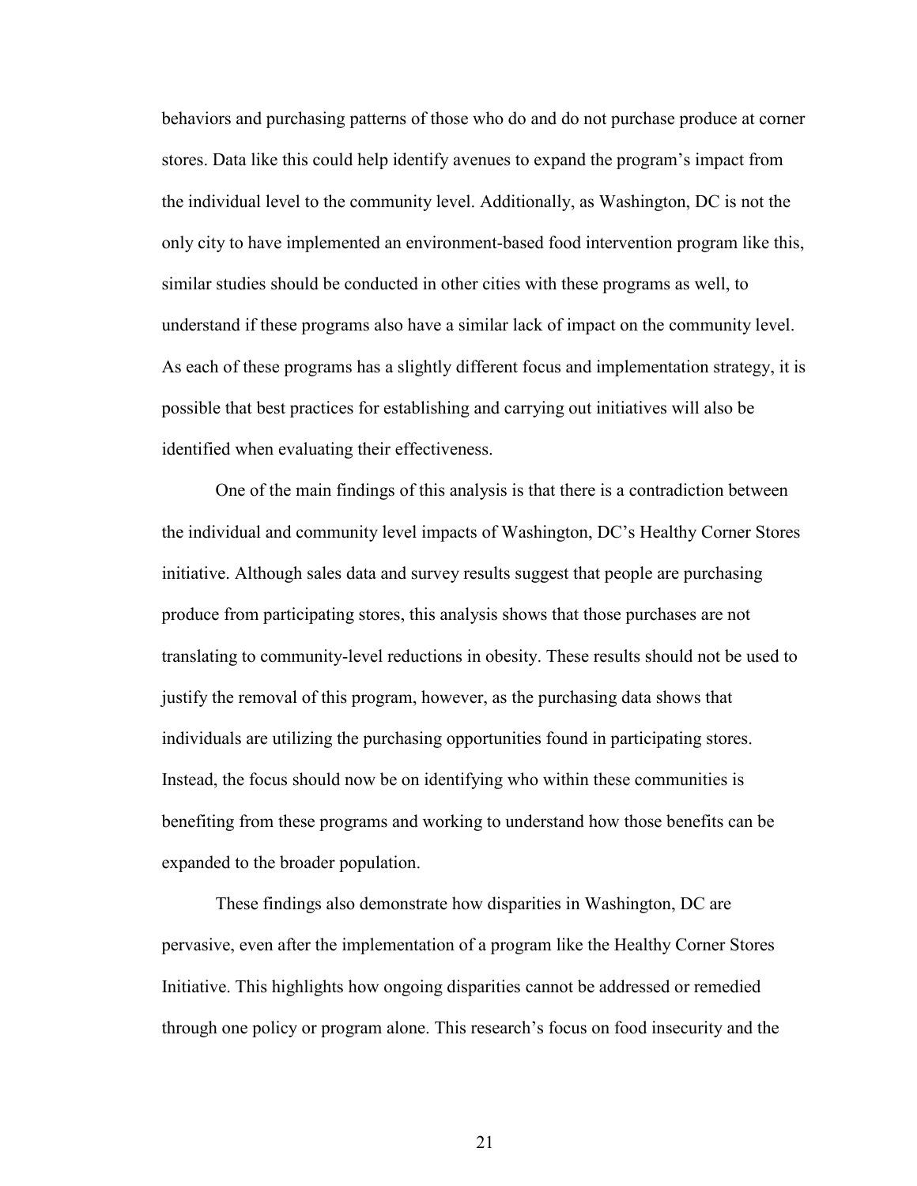behaviors and purchasing patterns of those who do and do not purchase produce at corner stores. Data like this could help identify avenues to expand the program's impact from the individual level to the community level. Additionally, as Washington, DC is not the only city to have implemented an environment-based food intervention program like this, similar studies should be conducted in other cities with these programs as well, to understand if these programs also have a similar lack of impact on the community level. As each of these programs has a slightly different focus and implementation strategy, it is possible that best practices for establishing and carrying out initiatives will also be identified when evaluating their effectiveness.

One of the main findings of this analysis is that there is a contradiction between the individual and community level impacts of Washington, DC's Healthy Corner Stores initiative. Although sales data and survey results suggest that people are purchasing produce from participating stores, this analysis shows that those purchases are not translating to community-level reductions in obesity. These results should not be used to justify the removal of this program, however, as the purchasing data shows that individuals are utilizing the purchasing opportunities found in participating stores. Instead, the focus should now be on identifying who within these communities is benefiting from these programs and working to understand how those benefits can be expanded to the broader population.

These findings also demonstrate how disparities in Washington, DC are pervasive, even after the implementation of a program like the Healthy Corner Stores Initiative. This highlights how ongoing disparities cannot be addressed or remedied through one policy or program alone. This research's focus on food insecurity and the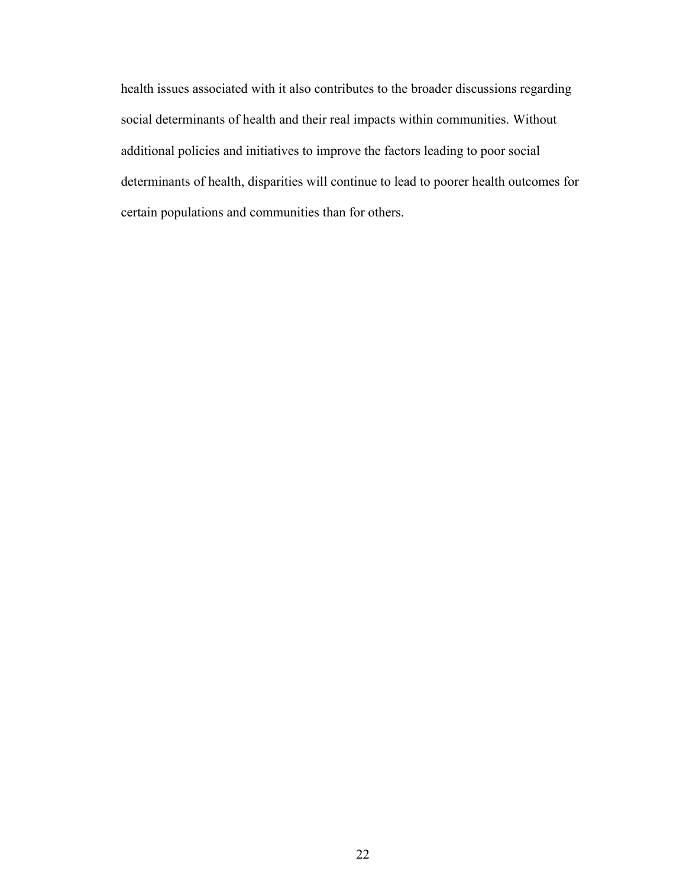health issues associated with it also contributes to the broader discussions regarding social determinants of health and their real impacts within communities. Without additional policies and initiatives to improve the factors leading to poor social determinants of health, disparities will continue to lead to poorer health outcomes for certain populations and communities than for others.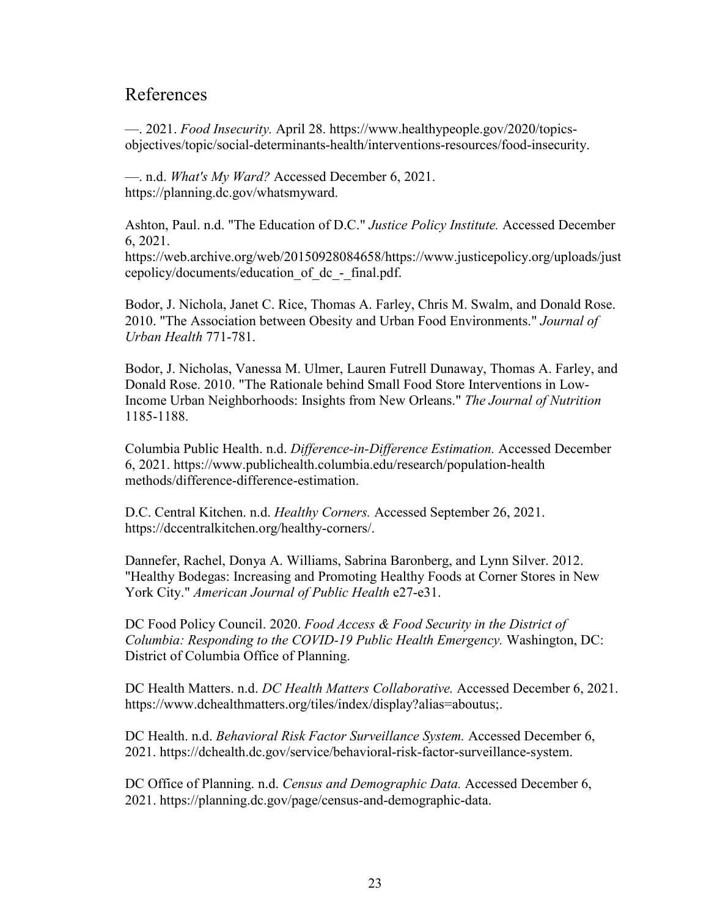# References

—. 2021. *Food Insecurity.* April 28. https://www.healthypeople.gov/2020/topics-objectives/topic/social-determinants-health/interventions-resources/food-insecurity.

—. n.d. *What's My Ward?* Accessed December 6, 2021. https://planning.dc.gov/whatsmyward.

Ashton, Paul. n.d. "The Education of D.C." *Justice Policy Institute.* Accessed December 6, 2021. https://web.archive.org/web/20150928084658/https://www.justicepolicy.org/uploads/justcepolicy/documents/education_of_dc_-_final.pdf.

Bodor, J. Nichola, Janet C. Rice, Thomas A. Farley, Chris M. Swalm, and Donald Rose. 2010. "The Association between Obesity and Urban Food Environments." *Journal of Urban Health* 771-781.

Bodor, J. Nicholas, Vanessa M. Ulmer, Lauren Futrell Dunaway, Thomas A. Farley, and Donald Rose. 2010. "The Rationale behind Small Food Store Interventions in Low-Income Urban Neighborhoods: Insights from New Orleans." *The Journal of Nutrition* 1185-1188.

Columbia Public Health. n.d. *Difference-in-Difference Estimation.* Accessed December 6, 2021. https://www.publichealth.columbia.edu/research/population-health methods/difference-difference-estimation.

D.C. Central Kitchen. n.d. *Healthy Corners.* Accessed September 26, 2021. https://dccentralkitchen.org/healthy-corners/.

Dannefer, Rachel, Donya A. Williams, Sabrina Baronberg, and Lynn Silver. 2012. "Healthy Bodegas: Increasing and Promoting Healthy Foods at Corner Stores in New York City." *American Journal of Public Health* e27-e31.

DC Food Policy Council. 2020. *Food Access & Food Security in the District of Columbia: Responding to the COVID-19 Public Health Emergency.* Washington, DC: District of Columbia Office of Planning.

DC Health Matters. n.d. *DC Health Matters Collaborative.* Accessed December 6, 2021. https://www.dchealthmatters.org/tiles/index/display?alias=aboutus;.

DC Health. n.d. *Behavioral Risk Factor Surveillance System.* Accessed December 6, 2021. https://dchealth.dc.gov/service/behavioral-risk-factor-surveillance-system.

DC Office of Planning. n.d. *Census and Demographic Data.* Accessed December 6, 2021. https://planning.dc.gov/page/census-and-demographic-data.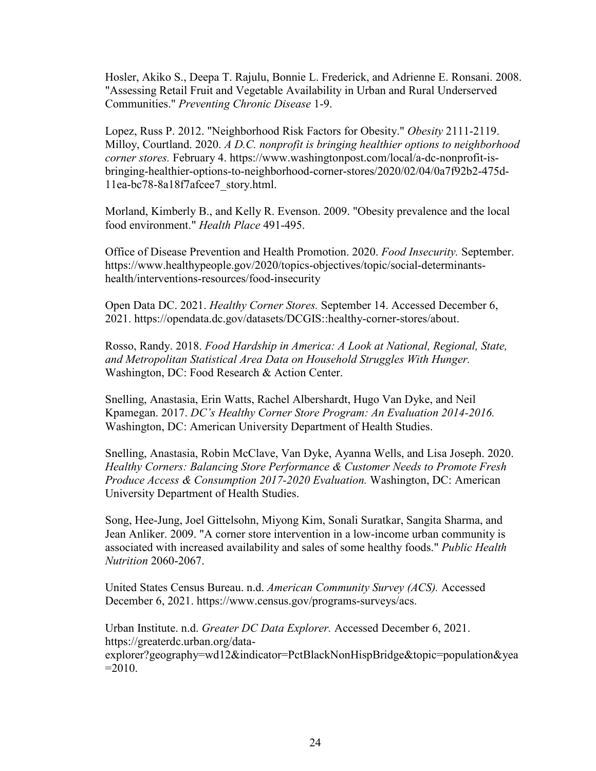Hosler, Akiko S., Deepa T. Rajulu, Bonnie L. Frederick, and Adrienne E. Ronsani. 2008. "Assessing Retail Fruit and Vegetable Availability in Urban and Rural Underserved Communities." *Preventing Chronic Disease* 1-9.

Lopez, Russ P. 2012. "Neighborhood Risk Factors for Obesity." *Obesity* 2111-2119.
Milloy, Courtland. 2020. *A D.C. nonprofit is bringing healthier options to neighborhood corner stores.* February 4. https://www.washingtonpost.com/local/a-dc-nonprofit-is-bringing-healthier-options-to-neighborhood-corner-stores/2020/02/04/0a7f92b2-475d-11ea-bc78-8a18f7afcee7_story.html.

Morland, Kimberly B., and Kelly R. Evenson. 2009. "Obesity prevalence and the local food environment." *Health Place* 491-495.

Office of Disease Prevention and Health Promotion. 2020. *Food Insecurity.* September. https://www.healthypeople.gov/2020/topics-objectives/topic/social-determinants-health/interventions-resources/food-insecurity

Open Data DC. 2021. *Healthy Corner Stores.* September 14. Accessed December 6, 2021. https://opendata.dc.gov/datasets/DCGIS::healthy-corner-stores/about.

Rosso, Randy. 2018. *Food Hardship in America: A Look at National, Regional, State, and Metropolitan Statistical Area Data on Household Struggles With Hunger.* Washington, DC: Food Research & Action Center.

Snelling, Anastasia, Erin Watts, Rachel Albershardt, Hugo Van Dyke, and Neil Kpamegan. 2017. *DC's Healthy Corner Store Program: An Evaluation 2014-2016.* Washington, DC: American University Department of Health Studies.

Snelling, Anastasia, Robin McClave, Van Dyke, Ayanna Wells, and Lisa Joseph. 2020. *Healthy Corners: Balancing Store Performance & Customer Needs to Promote Fresh Produce Access & Consumption 2017-2020 Evaluation.* Washington, DC: American University Department of Health Studies.

Song, Hee-Jung, Joel Gittelsohn, Miyong Kim, Sonali Suratkar, Sangita Sharma, and Jean Anliker. 2009. "A corner store intervention in a low-income urban community is associated with increased availability and sales of some healthy foods." *Public Health Nutrition* 2060-2067.

United States Census Bureau. n.d. *American Community Survey (ACS).* Accessed December 6, 2021. https://www.census.gov/programs-surveys/acs.

Urban Institute. n.d. *Greater DC Data Explorer.* Accessed December 6, 2021. https://greaterdc.urban.org/data-explorer?geography=wd12&indicator=PctBlackNonHispBridge&topic=population&yea=2010.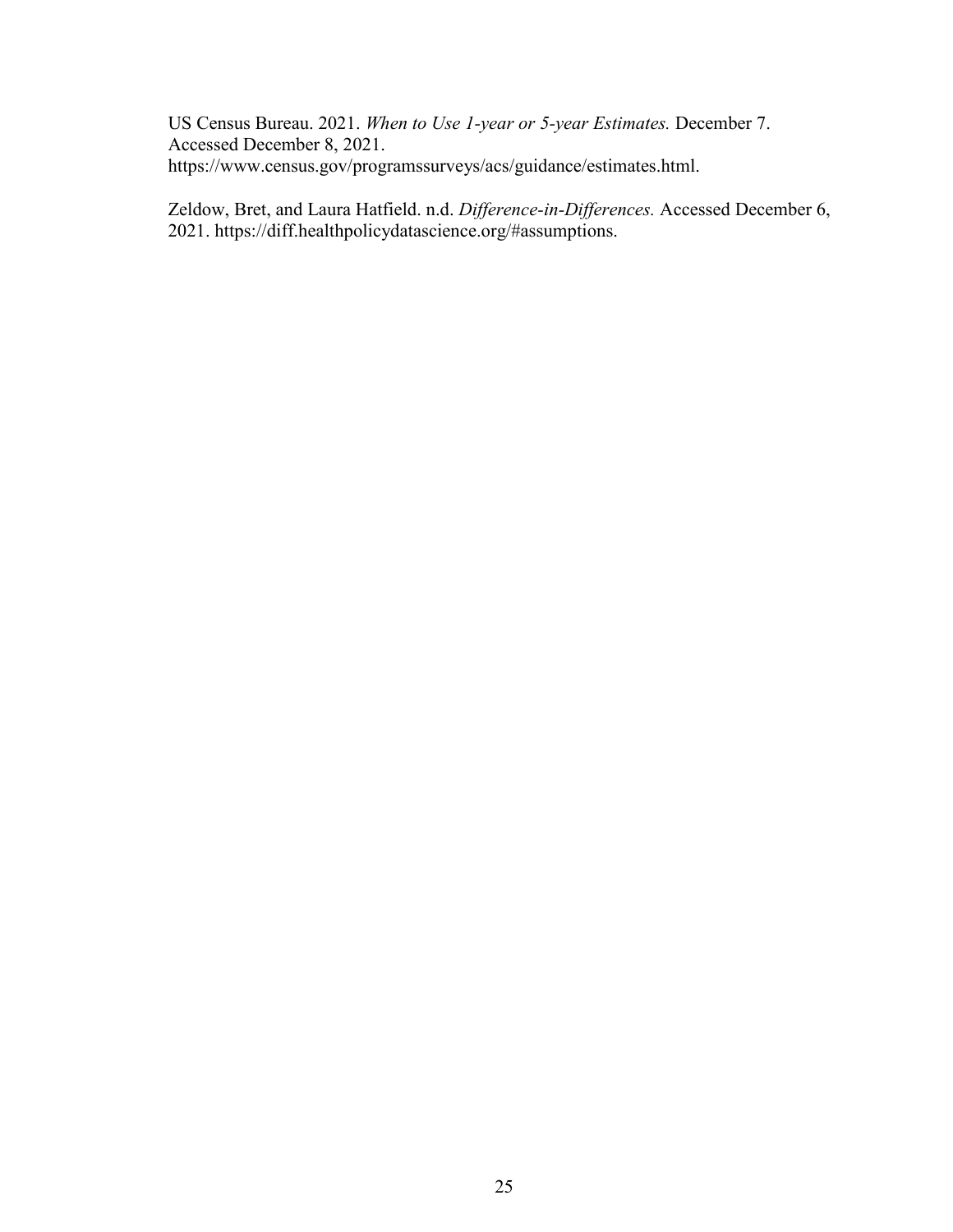US Census Bureau. 2021. *When to Use 1-year or 5-year Estimates.* December 7. Accessed December 8, 2021. https://www.census.gov/programssurveys/acs/guidance/estimates.html.

Zeldow, Bret, and Laura Hatfield. n.d. *Difference-in-Differences.* Accessed December 6, 2021. https://diff.healthpolicydatascience.org/#assumptions.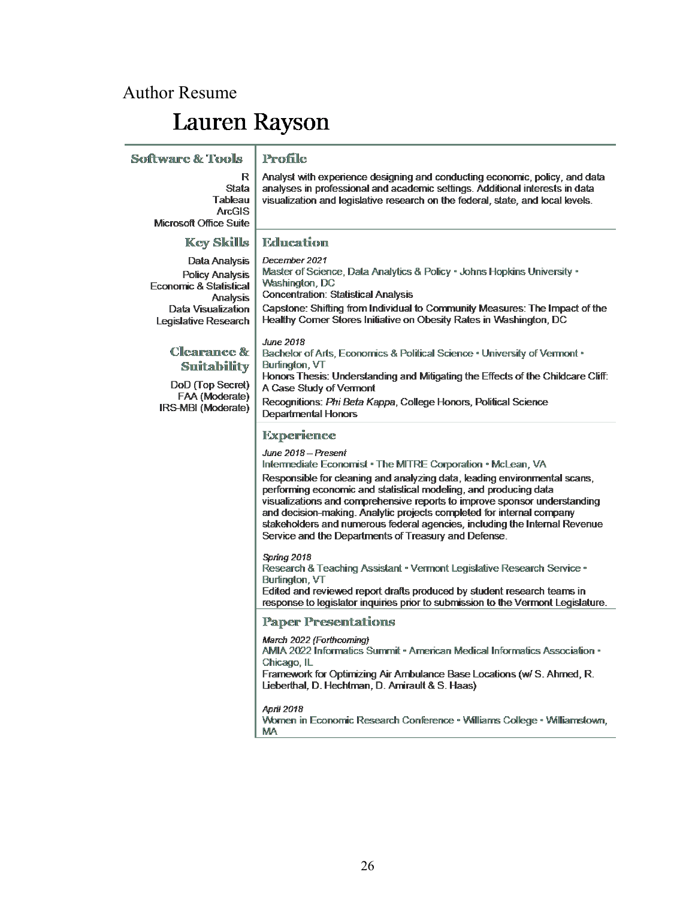Author Resume

# Lauren Rayson

## Software & Tools

R
Stata
Tableau
ArcGIS
Microsoft Office Suite

## Key Skills

Data Analysis
Policy Analysis
Economic & Statistical Analysis
Data Visualization
Legislative Research

## Clearance & Suitability

DoD (Top Secret)
FAA (Moderate)
IRS-MBI (Moderate)

## Profile

Analyst with experience designing and conducting economic, policy, and data analyses in professional and academic settings. Additional interests in data visualization and legislative research on the federal, state, and local levels.

## Education

*December 2021*
Master of Science, Data Analytics & Policy • Johns Hopkins University • Washington, DC
Concentration: Statistical Analysis
Capstone: Shifting from Individual to Community Measures: The Impact of the Healthy Corner Stores Initiative on Obesity Rates in Washington, DC

*June 2018*
Bachelor of Arts, Economics & Political Science • University of Vermont • Burlington, VT
Honors Thesis: Understanding and Mitigating the Effects of the Childcare Cliff: A Case Study of Vermont
Recognitions: *Phi Beta Kappa*, College Honors, Political Science Departmental Honors

## Experience

*June 2018 – Present*
Intermediate Economist • The MITRE Corporation • McLean, VA
Responsible for cleaning and analyzing data, leading environmental scans, performing economic and statistical modeling, and producing data visualizations and comprehensive reports to improve sponsor understanding and decision-making. Analytic projects completed for internal company stakeholders and numerous federal agencies, including the Internal Revenue Service and the Departments of Treasury and Defense.

*Spring 2018*
Research & Teaching Assistant • Vermont Legislative Research Service • Burlington, VT
Edited and reviewed report drafts produced by student research teams in response to legislator inquiries prior to submission to the Vermont Legislature.

## Paper Presentations

*March 2022 (Forthcoming)*
AMIA 2022 Informatics Summit • American Medical Informatics Association • Chicago, IL
Framework for Optimizing Air Ambulance Base Locations (w/ S. Ahmed, R. Lieberthal, D. Hechtman, D. Amirault & S. Haas)

*April 2018*
Women in Economic Research Conference • Williams College • Williamstown, MA